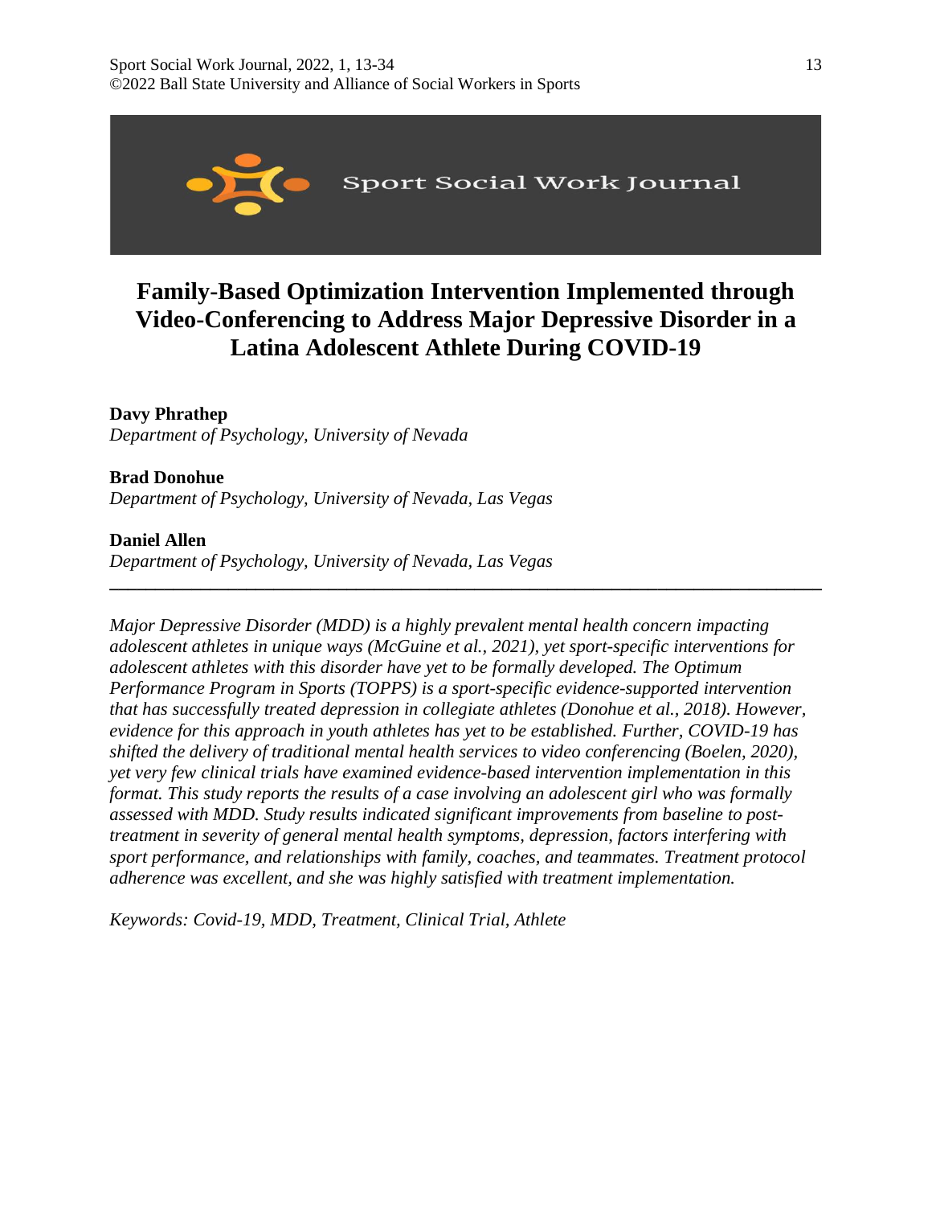# Family-Based Optimization Intervention Implemented through Video-Conferencing to Address Major Depressive Disorder in a Latina Adolescent Athlete During COVID-19

**Davy Phrathep**
*Department of Psychology, University of Nevada*

**Brad Donohue**
*Department of Psychology, University of Nevada, Las Vegas*

**Daniel Allen**
*Department of Psychology, University of Nevada, Las Vegas*

---

*Major Depressive Disorder (MDD) is a highly prevalent mental health concern impacting adolescent athletes in unique ways (McGuine et al., 2021), yet sport-specific interventions for adolescent athletes with this disorder have yet to be formally developed. The Optimum Performance Program in Sports (TOPPS) is a sport-specific evidence-supported intervention that has successfully treated depression in collegiate athletes (Donohue et al., 2018). However, evidence for this approach in youth athletes has yet to be established. Further, COVID-19 has shifted the delivery of traditional mental health services to video conferencing (Boelen, 2020), yet very few clinical trials have examined evidence-based intervention implementation in this format. This study reports the results of a case involving an adolescent girl who was formally assessed with MDD. Study results indicated significant improvements from baseline to post-treatment in severity of general mental health symptoms, depression, factors interfering with sport performance, and relationships with family, coaches, and teammates. Treatment protocol adherence was excellent, and she was highly satisfied with treatment implementation.*

*Keywords: Covid-19, MDD, Treatment, Clinical Trial, Athlete*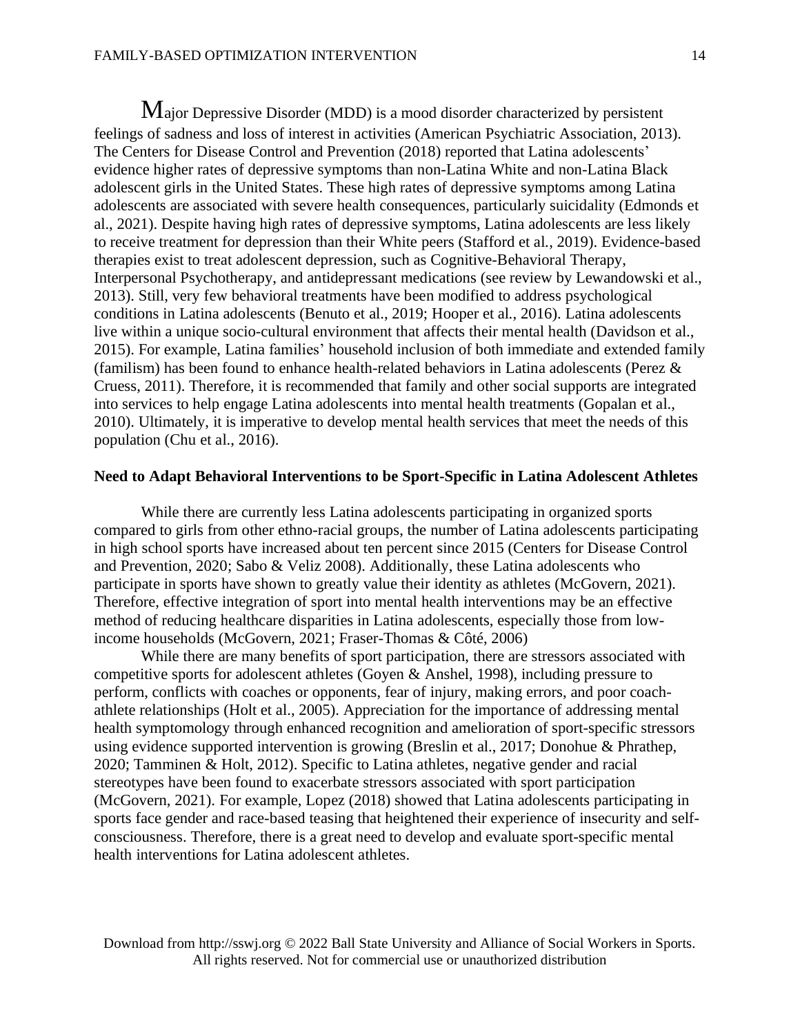Major Depressive Disorder (MDD) is a mood disorder characterized by persistent feelings of sadness and loss of interest in activities (American Psychiatric Association, 2013). The Centers for Disease Control and Prevention (2018) reported that Latina adolescents' evidence higher rates of depressive symptoms than non-Latina White and non-Latina Black adolescent girls in the United States. These high rates of depressive symptoms among Latina adolescents are associated with severe health consequences, particularly suicidality (Edmonds et al., 2021). Despite having high rates of depressive symptoms, Latina adolescents are less likely to receive treatment for depression than their White peers (Stafford et al., 2019). Evidence-based therapies exist to treat adolescent depression, such as Cognitive-Behavioral Therapy, Interpersonal Psychotherapy, and antidepressant medications (see review by Lewandowski et al., 2013). Still, very few behavioral treatments have been modified to address psychological conditions in Latina adolescents (Benuto et al., 2019; Hooper et al., 2016). Latina adolescents live within a unique socio-cultural environment that affects their mental health (Davidson et al., 2015). For example, Latina families' household inclusion of both immediate and extended family (familism) has been found to enhance health-related behaviors in Latina adolescents (Perez & Cruess, 2011). Therefore, it is recommended that family and other social supports are integrated into services to help engage Latina adolescents into mental health treatments (Gopalan et al., 2010). Ultimately, it is imperative to develop mental health services that meet the needs of this population (Chu et al., 2016).

**Need to Adapt Behavioral Interventions to be Sport-Specific in Latina Adolescent Athletes**

While there are currently less Latina adolescents participating in organized sports compared to girls from other ethno-racial groups, the number of Latina adolescents participating in high school sports have increased about ten percent since 2015 (Centers for Disease Control and Prevention, 2020; Sabo & Veliz 2008). Additionally, these Latina adolescents who participate in sports have shown to greatly value their identity as athletes (McGovern, 2021). Therefore, effective integration of sport into mental health interventions may be an effective method of reducing healthcare disparities in Latina adolescents, especially those from low-income households (McGovern, 2021; Fraser-Thomas & Côté, 2006)

While there are many benefits of sport participation, there are stressors associated with competitive sports for adolescent athletes (Goyen & Anshel, 1998), including pressure to perform, conflicts with coaches or opponents, fear of injury, making errors, and poor coach-athlete relationships (Holt et al., 2005). Appreciation for the importance of addressing mental health symptomology through enhanced recognition and amelioration of sport-specific stressors using evidence supported intervention is growing (Breslin et al., 2017; Donohue & Phrathep, 2020; Tamminen & Holt, 2012). Specific to Latina athletes, negative gender and racial stereotypes have been found to exacerbate stressors associated with sport participation (McGovern, 2021). For example, Lopez (2018) showed that Latina adolescents participating in sports face gender and race-based teasing that heightened their experience of insecurity and self-consciousness. Therefore, there is a great need to develop and evaluate sport-specific mental health interventions for Latina adolescent athletes.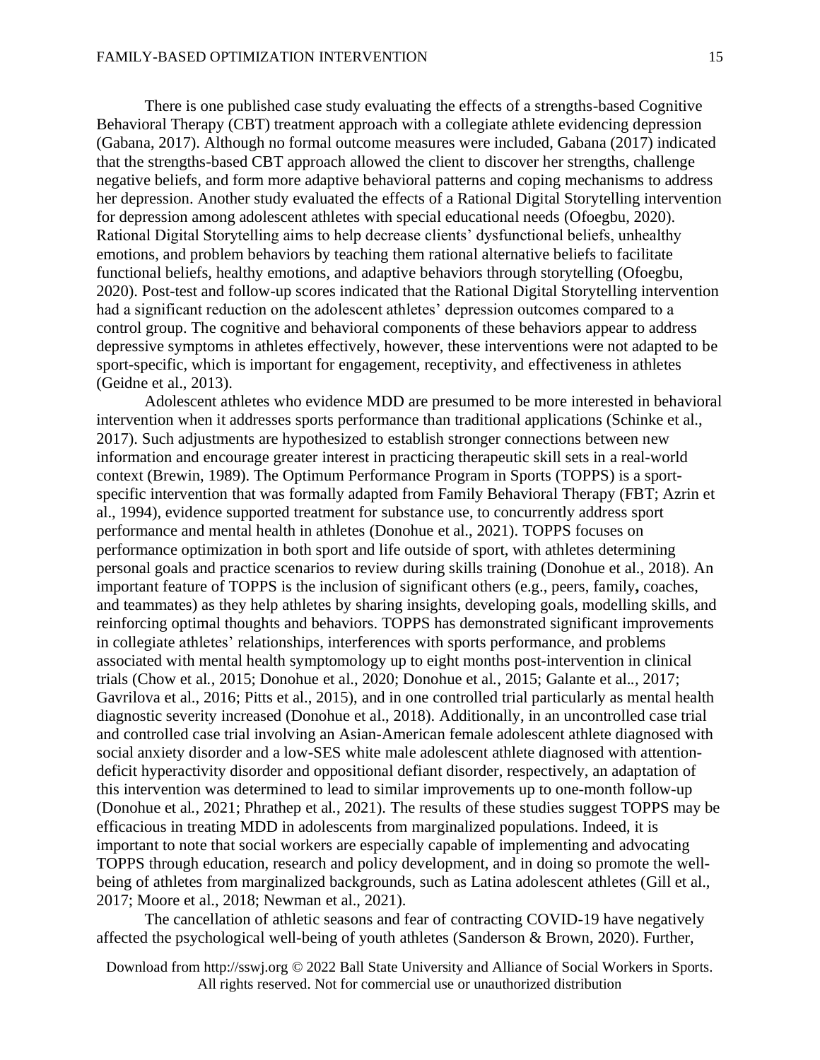There is one published case study evaluating the effects of a strengths-based Cognitive Behavioral Therapy (CBT) treatment approach with a collegiate athlete evidencing depression (Gabana, 2017). Although no formal outcome measures were included, Gabana (2017) indicated that the strengths-based CBT approach allowed the client to discover her strengths, challenge negative beliefs, and form more adaptive behavioral patterns and coping mechanisms to address her depression. Another study evaluated the effects of a Rational Digital Storytelling intervention for depression among adolescent athletes with special educational needs (Ofoegbu, 2020). Rational Digital Storytelling aims to help decrease clients' dysfunctional beliefs, unhealthy emotions, and problem behaviors by teaching them rational alternative beliefs to facilitate functional beliefs, healthy emotions, and adaptive behaviors through storytelling (Ofoegbu, 2020). Post-test and follow-up scores indicated that the Rational Digital Storytelling intervention had a significant reduction on the adolescent athletes' depression outcomes compared to a control group. The cognitive and behavioral components of these behaviors appear to address depressive symptoms in athletes effectively, however, these interventions were not adapted to be sport-specific, which is important for engagement, receptivity, and effectiveness in athletes (Geidne et al., 2013).

Adolescent athletes who evidence MDD are presumed to be more interested in behavioral intervention when it addresses sports performance than traditional applications (Schinke et al., 2017). Such adjustments are hypothesized to establish stronger connections between new information and encourage greater interest in practicing therapeutic skill sets in a real-world context (Brewin, 1989). The Optimum Performance Program in Sports (TOPPS) is a sport-specific intervention that was formally adapted from Family Behavioral Therapy (FBT; Azrin et al., 1994), evidence supported treatment for substance use, to concurrently address sport performance and mental health in athletes (Donohue et al., 2021). TOPPS focuses on performance optimization in both sport and life outside of sport, with athletes determining personal goals and practice scenarios to review during skills training (Donohue et al., 2018). An important feature of TOPPS is the inclusion of significant others (e.g., peers, family**,** coaches, and teammates) as they help athletes by sharing insights, developing goals, modelling skills, and reinforcing optimal thoughts and behaviors. TOPPS has demonstrated significant improvements in collegiate athletes' relationships, interferences with sports performance, and problems associated with mental health symptomology up to eight months post-intervention in clinical trials (Chow et al., 2015; Donohue et al., 2020; Donohue et al., 2015; Galante et al.., 2017; Gavrilova et al., 2016; Pitts et al., 2015), and in one controlled trial particularly as mental health diagnostic severity increased (Donohue et al., 2018). Additionally, in an uncontrolled case trial and controlled case trial involving an Asian-American female adolescent athlete diagnosed with social anxiety disorder and a low-SES white male adolescent athlete diagnosed with attention-deficit hyperactivity disorder and oppositional defiant disorder, respectively, an adaptation of this intervention was determined to lead to similar improvements up to one-month follow-up (Donohue et al., 2021; Phrathep et al., 2021). The results of these studies suggest TOPPS may be efficacious in treating MDD in adolescents from marginalized populations. Indeed, it is important to note that social workers are especially capable of implementing and advocating TOPPS through education, research and policy development, and in doing so promote the well-being of athletes from marginalized backgrounds, such as Latina adolescent athletes (Gill et al., 2017; Moore et al., 2018; Newman et al., 2021).

The cancellation of athletic seasons and fear of contracting COVID-19 have negatively affected the psychological well-being of youth athletes (Sanderson & Brown, 2020). Further,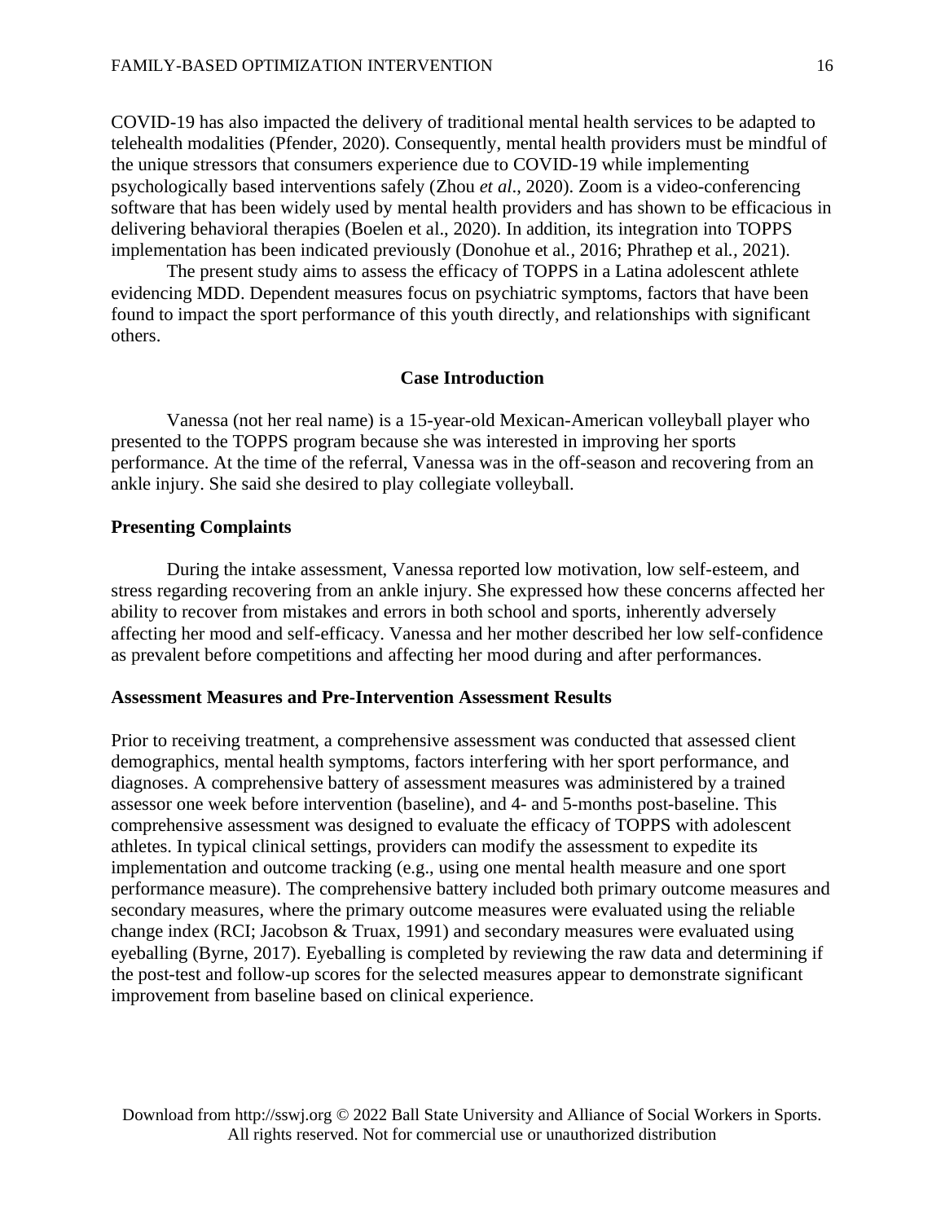COVID-19 has also impacted the delivery of traditional mental health services to be adapted to telehealth modalities (Pfender, 2020). Consequently, mental health providers must be mindful of the unique stressors that consumers experience due to COVID-19 while implementing psychologically based interventions safely (Zhou *et al*., 2020). Zoom is a video-conferencing software that has been widely used by mental health providers and has shown to be efficacious in delivering behavioral therapies (Boelen et al., 2020). In addition, its integration into TOPPS implementation has been indicated previously (Donohue et al*.*, 2016; Phrathep et al*.,* 2021).

The present study aims to assess the efficacy of TOPPS in a Latina adolescent athlete evidencing MDD. Dependent measures focus on psychiatric symptoms, factors that have been found to impact the sport performance of this youth directly, and relationships with significant others.

## Case Introduction

Vanessa (not her real name) is a 15-year-old Mexican-American volleyball player who presented to the TOPPS program because she was interested in improving her sports performance. At the time of the referral, Vanessa was in the off-season and recovering from an ankle injury. She said she desired to play collegiate volleyball.

### Presenting Complaints

During the intake assessment, Vanessa reported low motivation, low self-esteem, and stress regarding recovering from an ankle injury. She expressed how these concerns affected her ability to recover from mistakes and errors in both school and sports, inherently adversely affecting her mood and self-efficacy. Vanessa and her mother described her low self-confidence as prevalent before competitions and affecting her mood during and after performances.

### Assessment Measures and Pre-Intervention Assessment Results

Prior to receiving treatment, a comprehensive assessment was conducted that assessed client demographics, mental health symptoms, factors interfering with her sport performance, and diagnoses. A comprehensive battery of assessment measures was administered by a trained assessor one week before intervention (baseline), and 4- and 5-months post-baseline. This comprehensive assessment was designed to evaluate the efficacy of TOPPS with adolescent athletes. In typical clinical settings, providers can modify the assessment to expedite its implementation and outcome tracking (e.g., using one mental health measure and one sport performance measure). The comprehensive battery included both primary outcome measures and secondary measures, where the primary outcome measures were evaluated using the reliable change index (RCI; Jacobson & Truax, 1991) and secondary measures were evaluated using eyeballing (Byrne, 2017). Eyeballing is completed by reviewing the raw data and determining if the post-test and follow-up scores for the selected measures appear to demonstrate significant improvement from baseline based on clinical experience.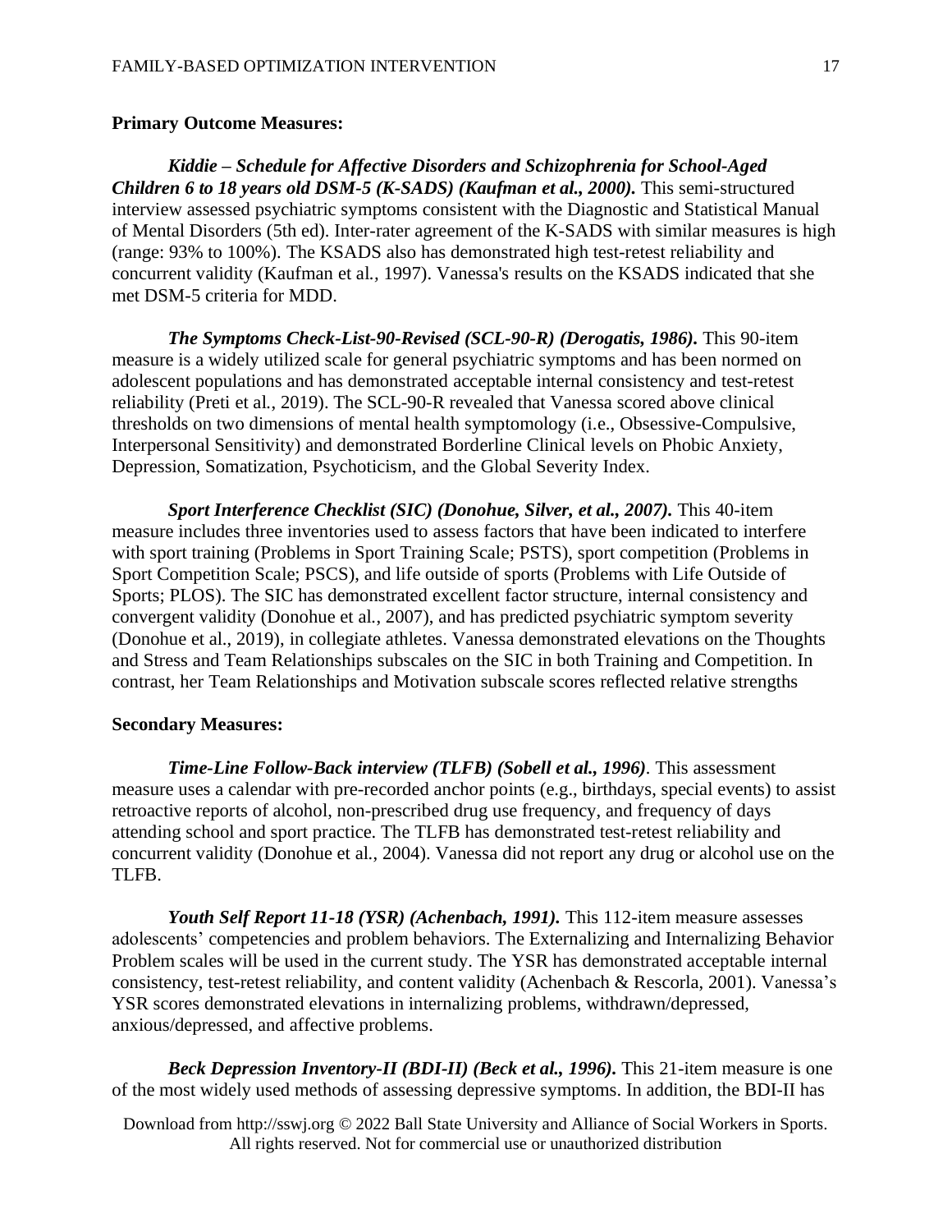**Primary Outcome Measures:**

***Kiddie – Schedule for Affective Disorders and Schizophrenia for School-Aged Children 6 to 18 years old DSM-5 (K-SADS) (Kaufman et al., 2000).*** This semi-structured interview assessed psychiatric symptoms consistent with the Diagnostic and Statistical Manual of Mental Disorders (5th ed). Inter-rater agreement of the K-SADS with similar measures is high (range: 93% to 100%). The KSADS also has demonstrated high test-retest reliability and concurrent validity (Kaufman et al*.*, 1997). Vanessa's results on the KSADS indicated that she met DSM-5 criteria for MDD.

***The Symptoms Check-List-90-Revised (SCL-90-R) (Derogatis, 1986).*** This 90-item measure is a widely utilized scale for general psychiatric symptoms and has been normed on adolescent populations and has demonstrated acceptable internal consistency and test-retest reliability (Preti et al*.*, 2019). The SCL-90-R revealed that Vanessa scored above clinical thresholds on two dimensions of mental health symptomology (i.e., Obsessive-Compulsive, Interpersonal Sensitivity) and demonstrated Borderline Clinical levels on Phobic Anxiety, Depression, Somatization, Psychoticism, and the Global Severity Index.

***Sport Interference Checklist (SIC) (Donohue, Silver, et al., 2007).*** This 40-item measure includes three inventories used to assess factors that have been indicated to interfere with sport training (Problems in Sport Training Scale; PSTS), sport competition (Problems in Sport Competition Scale; PSCS), and life outside of sports (Problems with Life Outside of Sports; PLOS). The SIC has demonstrated excellent factor structure, internal consistency and convergent validity (Donohue et al*.*, 2007), and has predicted psychiatric symptom severity (Donohue et al., 2019), in collegiate athletes. Vanessa demonstrated elevations on the Thoughts and Stress and Team Relationships subscales on the SIC in both Training and Competition. In contrast, her Team Relationships and Motivation subscale scores reflected relative strengths

**Secondary Measures:**

***Time-Line Follow-Back interview (TLFB) (Sobell et al., 1996)*.** This assessment measure uses a calendar with pre-recorded anchor points (e.g., birthdays, special events) to assist retroactive reports of alcohol, non-prescribed drug use frequency, and frequency of days attending school and sport practice. The TLFB has demonstrated test-retest reliability and concurrent validity (Donohue et al*.*, 2004). Vanessa did not report any drug or alcohol use on the TLFB.

***Youth Self Report 11-18 (YSR) (Achenbach, 1991).*** This 112-item measure assesses adolescents' competencies and problem behaviors. The Externalizing and Internalizing Behavior Problem scales will be used in the current study. The YSR has demonstrated acceptable internal consistency, test-retest reliability, and content validity (Achenbach & Rescorla, 2001). Vanessa's YSR scores demonstrated elevations in internalizing problems, withdrawn/depressed, anxious/depressed, and affective problems.

***Beck Depression Inventory-II (BDI-II) (Beck et al., 1996).*** This 21-item measure is one of the most widely used methods of assessing depressive symptoms. In addition, the BDI-II has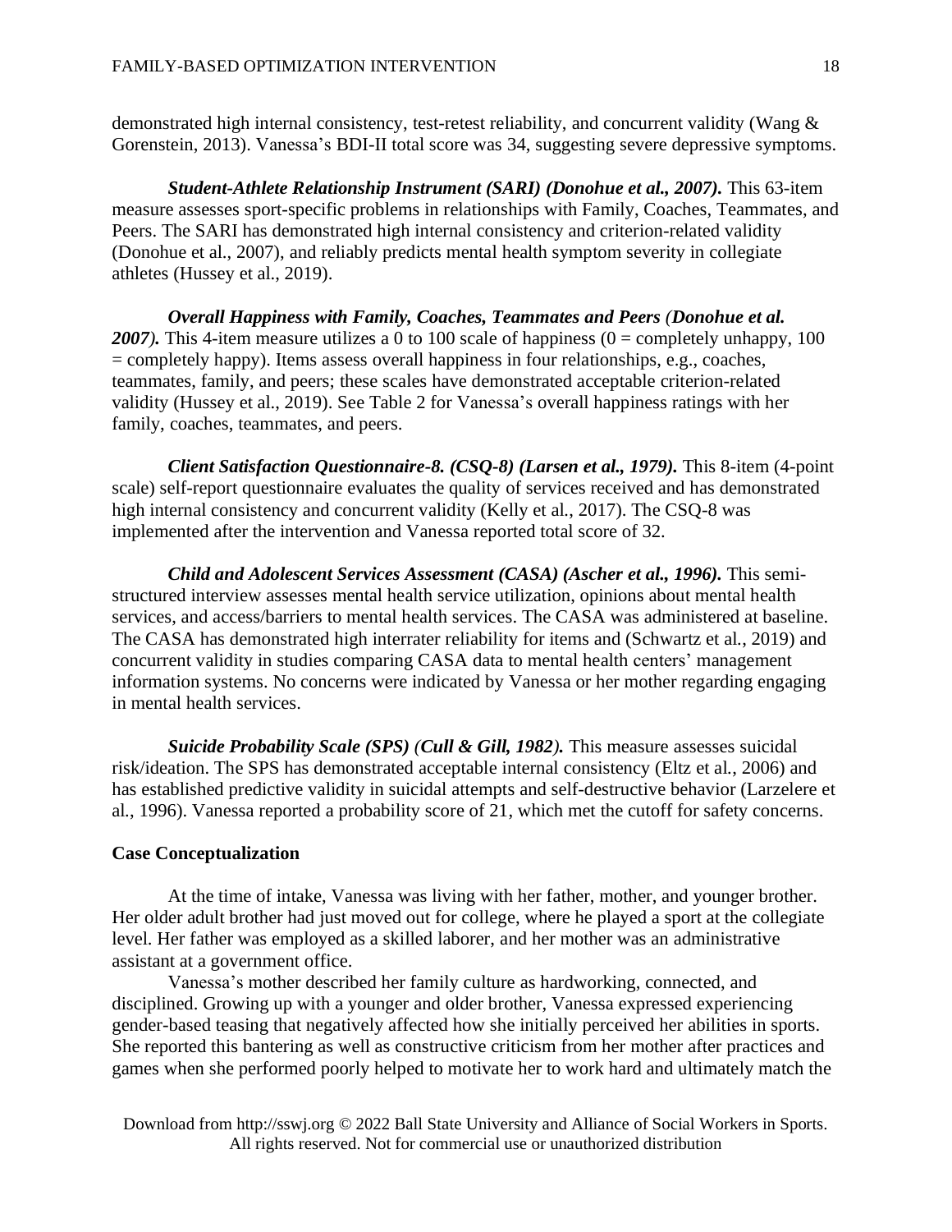demonstrated high internal consistency, test-retest reliability, and concurrent validity (Wang & Gorenstein, 2013). Vanessa's BDI-II total score was 34, suggesting severe depressive symptoms.

***Student-Athlete Relationship Instrument (SARI) (Donohue et al., 2007).*** This 63-item measure assesses sport-specific problems in relationships with Family, Coaches, Teammates, and Peers. The SARI has demonstrated high internal consistency and criterion-related validity (Donohue et al., 2007), and reliably predicts mental health symptom severity in collegiate athletes (Hussey et al., 2019).

***Overall Happiness with Family, Coaches, Teammates and Peers (Donohue et al. 2007).*** This 4-item measure utilizes a 0 to 100 scale of happiness (0 = completely unhappy, 100 = completely happy). Items assess overall happiness in four relationships, e.g., coaches, teammates, family, and peers; these scales have demonstrated acceptable criterion-related validity (Hussey et al., 2019). See Table 2 for Vanessa's overall happiness ratings with her family, coaches, teammates, and peers.

***Client Satisfaction Questionnaire-8. (CSQ-8) (Larsen et al., 1979).*** This 8-item (4-point scale) self-report questionnaire evaluates the quality of services received and has demonstrated high internal consistency and concurrent validity (Kelly et al., 2017). The CSQ-8 was implemented after the intervention and Vanessa reported total score of 32.

***Child and Adolescent Services Assessment (CASA) (Ascher et al., 1996).*** This semi-structured interview assesses mental health service utilization, opinions about mental health services, and access/barriers to mental health services. The CASA was administered at baseline. The CASA has demonstrated high interrater reliability for items and (Schwartz et al., 2019) and concurrent validity in studies comparing CASA data to mental health centers' management information systems. No concerns were indicated by Vanessa or her mother regarding engaging in mental health services.

***Suicide Probability Scale (SPS) (Cull & Gill, 1982).*** This measure assesses suicidal risk/ideation. The SPS has demonstrated acceptable internal consistency (Eltz et al., 2006) and has established predictive validity in suicidal attempts and self-destructive behavior (Larzelere et al., 1996). Vanessa reported a probability score of 21, which met the cutoff for safety concerns.

**Case Conceptualization**

At the time of intake, Vanessa was living with her father, mother, and younger brother. Her older adult brother had just moved out for college, where he played a sport at the collegiate level. Her father was employed as a skilled laborer, and her mother was an administrative assistant at a government office.

Vanessa's mother described her family culture as hardworking, connected, and disciplined. Growing up with a younger and older brother, Vanessa expressed experiencing gender-based teasing that negatively affected how she initially perceived her abilities in sports. She reported this bantering as well as constructive criticism from her mother after practices and games when she performed poorly helped to motivate her to work hard and ultimately match the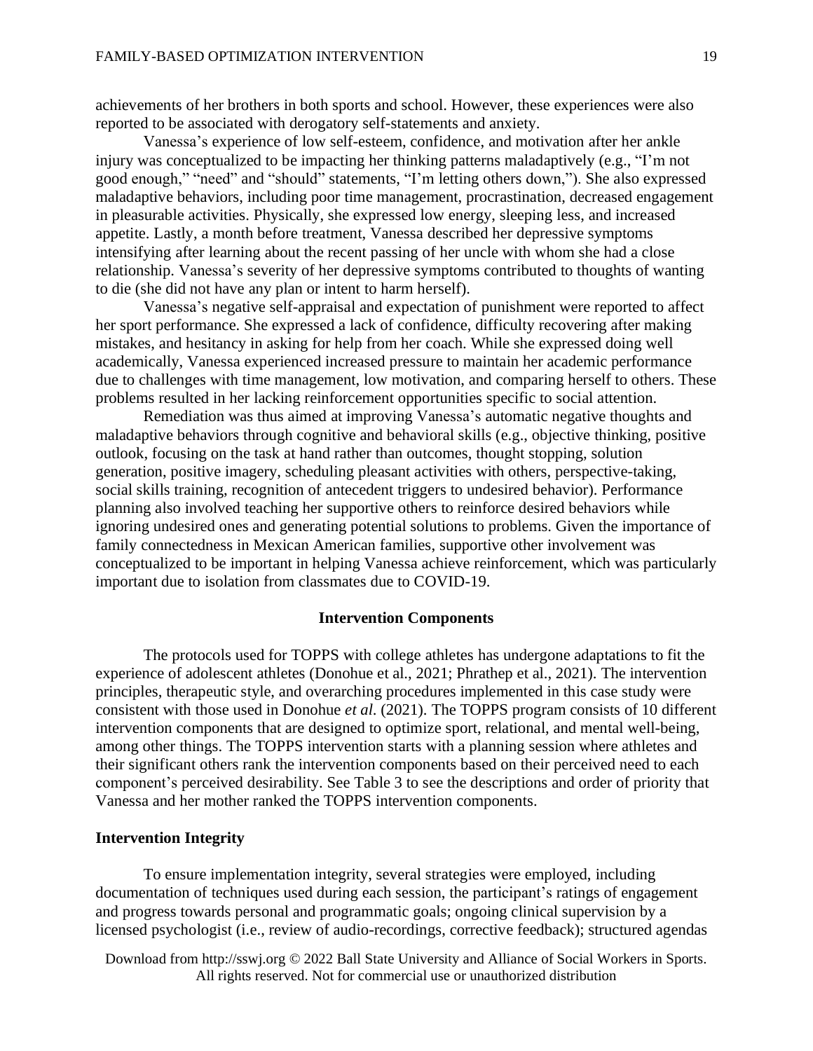achievements of her brothers in both sports and school. However, these experiences were also reported to be associated with derogatory self-statements and anxiety.

Vanessa's experience of low self-esteem, confidence, and motivation after her ankle injury was conceptualized to be impacting her thinking patterns maladaptively (e.g., "I'm not good enough," "need" and "should" statements, "I'm letting others down,"). She also expressed maladaptive behaviors, including poor time management, procrastination, decreased engagement in pleasurable activities. Physically, she expressed low energy, sleeping less, and increased appetite. Lastly, a month before treatment, Vanessa described her depressive symptoms intensifying after learning about the recent passing of her uncle with whom she had a close relationship. Vanessa's severity of her depressive symptoms contributed to thoughts of wanting to die (she did not have any plan or intent to harm herself).

Vanessa's negative self-appraisal and expectation of punishment were reported to affect her sport performance. She expressed a lack of confidence, difficulty recovering after making mistakes, and hesitancy in asking for help from her coach. While she expressed doing well academically, Vanessa experienced increased pressure to maintain her academic performance due to challenges with time management, low motivation, and comparing herself to others. These problems resulted in her lacking reinforcement opportunities specific to social attention.

Remediation was thus aimed at improving Vanessa's automatic negative thoughts and maladaptive behaviors through cognitive and behavioral skills (e.g., objective thinking, positive outlook, focusing on the task at hand rather than outcomes, thought stopping, solution generation, positive imagery, scheduling pleasant activities with others, perspective-taking, social skills training, recognition of antecedent triggers to undesired behavior). Performance planning also involved teaching her supportive others to reinforce desired behaviors while ignoring undesired ones and generating potential solutions to problems. Given the importance of family connectedness in Mexican American families, supportive other involvement was conceptualized to be important in helping Vanessa achieve reinforcement, which was particularly important due to isolation from classmates due to COVID-19.

## Intervention Components

The protocols used for TOPPS with college athletes has undergone adaptations to fit the experience of adolescent athletes (Donohue et al., 2021; Phrathep et al., 2021). The intervention principles, therapeutic style, and overarching procedures implemented in this case study were consistent with those used in Donohue *et al.* (2021). The TOPPS program consists of 10 different intervention components that are designed to optimize sport, relational, and mental well-being, among other things. The TOPPS intervention starts with a planning session where athletes and their significant others rank the intervention components based on their perceived need to each component's perceived desirability. See Table 3 to see the descriptions and order of priority that Vanessa and her mother ranked the TOPPS intervention components.

### Intervention Integrity

To ensure implementation integrity, several strategies were employed, including documentation of techniques used during each session, the participant's ratings of engagement and progress towards personal and programmatic goals; ongoing clinical supervision by a licensed psychologist (i.e., review of audio-recordings, corrective feedback); structured agendas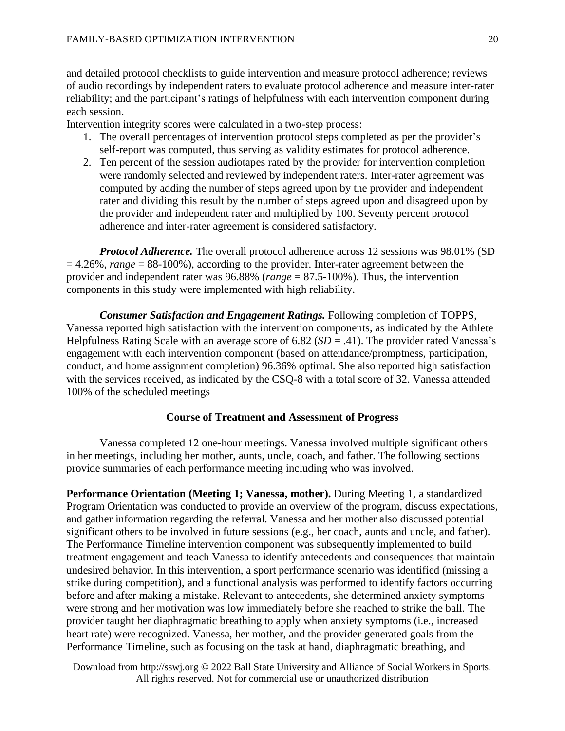and detailed protocol checklists to guide intervention and measure protocol adherence; reviews of audio recordings by independent raters to evaluate protocol adherence and measure inter-rater reliability; and the participant's ratings of helpfulness with each intervention component during each session.

Intervention integrity scores were calculated in a two-step process:

1. The overall percentages of intervention protocol steps completed as per the provider's self-report was computed, thus serving as validity estimates for protocol adherence.
2. Ten percent of the session audiotapes rated by the provider for intervention completion were randomly selected and reviewed by independent raters. Inter-rater agreement was computed by adding the number of steps agreed upon by the provider and independent rater and dividing this result by the number of steps agreed upon and disagreed upon by the provider and independent rater and multiplied by 100. Seventy percent protocol adherence and inter-rater agreement is considered satisfactory.

***Protocol Adherence.*** The overall protocol adherence across 12 sessions was 98.01% (SD = 4.26%, *range* = 88-100%), according to the provider. Inter-rater agreement between the provider and independent rater was 96.88% (*range* = 87.5-100%). Thus, the intervention components in this study were implemented with high reliability.

***Consumer Satisfaction and Engagement Ratings.*** Following completion of TOPPS, Vanessa reported high satisfaction with the intervention components, as indicated by the Athlete Helpfulness Rating Scale with an average score of 6.82 (*SD* = .41). The provider rated Vanessa's engagement with each intervention component (based on attendance/promptness, participation, conduct, and home assignment completion) 96.36% optimal. She also reported high satisfaction with the services received, as indicated by the CSQ-8 with a total score of 32. Vanessa attended 100% of the scheduled meetings

## Course of Treatment and Assessment of Progress

Vanessa completed 12 one-hour meetings. Vanessa involved multiple significant others in her meetings, including her mother, aunts, uncle, coach, and father. The following sections provide summaries of each performance meeting including who was involved.

**Performance Orientation (Meeting 1; Vanessa, mother).** During Meeting 1, a standardized Program Orientation was conducted to provide an overview of the program, discuss expectations, and gather information regarding the referral. Vanessa and her mother also discussed potential significant others to be involved in future sessions (e.g., her coach, aunts and uncle, and father). The Performance Timeline intervention component was subsequently implemented to build treatment engagement and teach Vanessa to identify antecedents and consequences that maintain undesired behavior. In this intervention, a sport performance scenario was identified (missing a strike during competition), and a functional analysis was performed to identify factors occurring before and after making a mistake. Relevant to antecedents, she determined anxiety symptoms were strong and her motivation was low immediately before she reached to strike the ball. The provider taught her diaphragmatic breathing to apply when anxiety symptoms (i.e., increased heart rate) were recognized. Vanessa, her mother, and the provider generated goals from the Performance Timeline, such as focusing on the task at hand, diaphragmatic breathing, and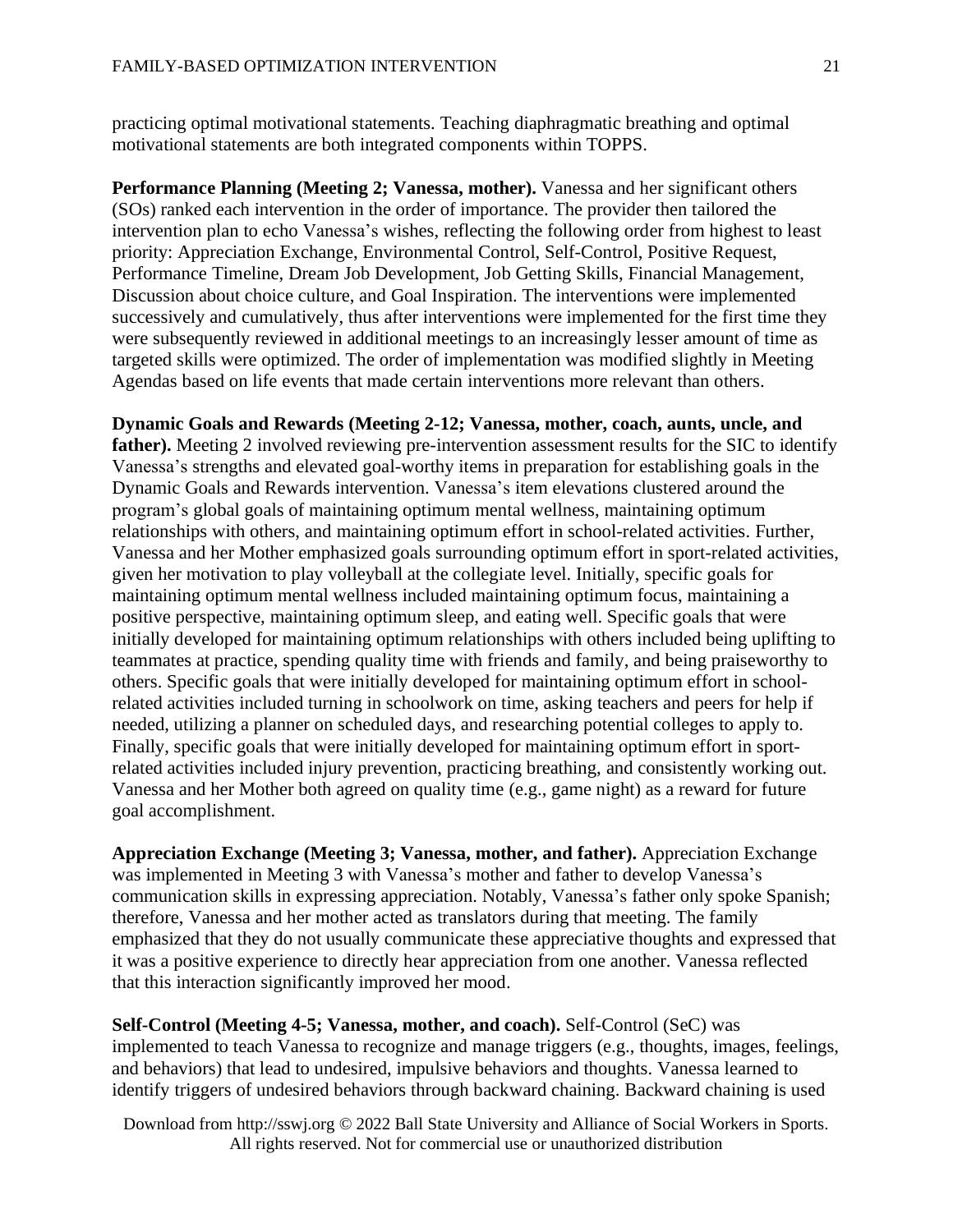practicing optimal motivational statements. Teaching diaphragmatic breathing and optimal motivational statements are both integrated components within TOPPS.

**Performance Planning (Meeting 2; Vanessa, mother).** Vanessa and her significant others (SOs) ranked each intervention in the order of importance. The provider then tailored the intervention plan to echo Vanessa's wishes, reflecting the following order from highest to least priority: Appreciation Exchange, Environmental Control, Self-Control, Positive Request, Performance Timeline, Dream Job Development, Job Getting Skills, Financial Management, Discussion about choice culture, and Goal Inspiration. The interventions were implemented successively and cumulatively, thus after interventions were implemented for the first time they were subsequently reviewed in additional meetings to an increasingly lesser amount of time as targeted skills were optimized. The order of implementation was modified slightly in Meeting Agendas based on life events that made certain interventions more relevant than others.

**Dynamic Goals and Rewards (Meeting 2-12; Vanessa, mother, coach, aunts, uncle, and father).** Meeting 2 involved reviewing pre-intervention assessment results for the SIC to identify Vanessa's strengths and elevated goal-worthy items in preparation for establishing goals in the Dynamic Goals and Rewards intervention. Vanessa's item elevations clustered around the program's global goals of maintaining optimum mental wellness, maintaining optimum relationships with others, and maintaining optimum effort in school-related activities. Further, Vanessa and her Mother emphasized goals surrounding optimum effort in sport-related activities, given her motivation to play volleyball at the collegiate level. Initially, specific goals for maintaining optimum mental wellness included maintaining optimum focus, maintaining a positive perspective, maintaining optimum sleep, and eating well. Specific goals that were initially developed for maintaining optimum relationships with others included being uplifting to teammates at practice, spending quality time with friends and family, and being praiseworthy to others. Specific goals that were initially developed for maintaining optimum effort in school-related activities included turning in schoolwork on time, asking teachers and peers for help if needed, utilizing a planner on scheduled days, and researching potential colleges to apply to. Finally, specific goals that were initially developed for maintaining optimum effort in sport-related activities included injury prevention, practicing breathing, and consistently working out. Vanessa and her Mother both agreed on quality time (e.g., game night) as a reward for future goal accomplishment.

**Appreciation Exchange (Meeting 3; Vanessa, mother, and father).** Appreciation Exchange was implemented in Meeting 3 with Vanessa's mother and father to develop Vanessa's communication skills in expressing appreciation. Notably, Vanessa's father only spoke Spanish; therefore, Vanessa and her mother acted as translators during that meeting. The family emphasized that they do not usually communicate these appreciative thoughts and expressed that it was a positive experience to directly hear appreciation from one another. Vanessa reflected that this interaction significantly improved her mood.

**Self-Control (Meeting 4-5; Vanessa, mother, and coach).** Self-Control (SeC) was implemented to teach Vanessa to recognize and manage triggers (e.g., thoughts, images, feelings, and behaviors) that lead to undesired, impulsive behaviors and thoughts. Vanessa learned to identify triggers of undesired behaviors through backward chaining. Backward chaining is used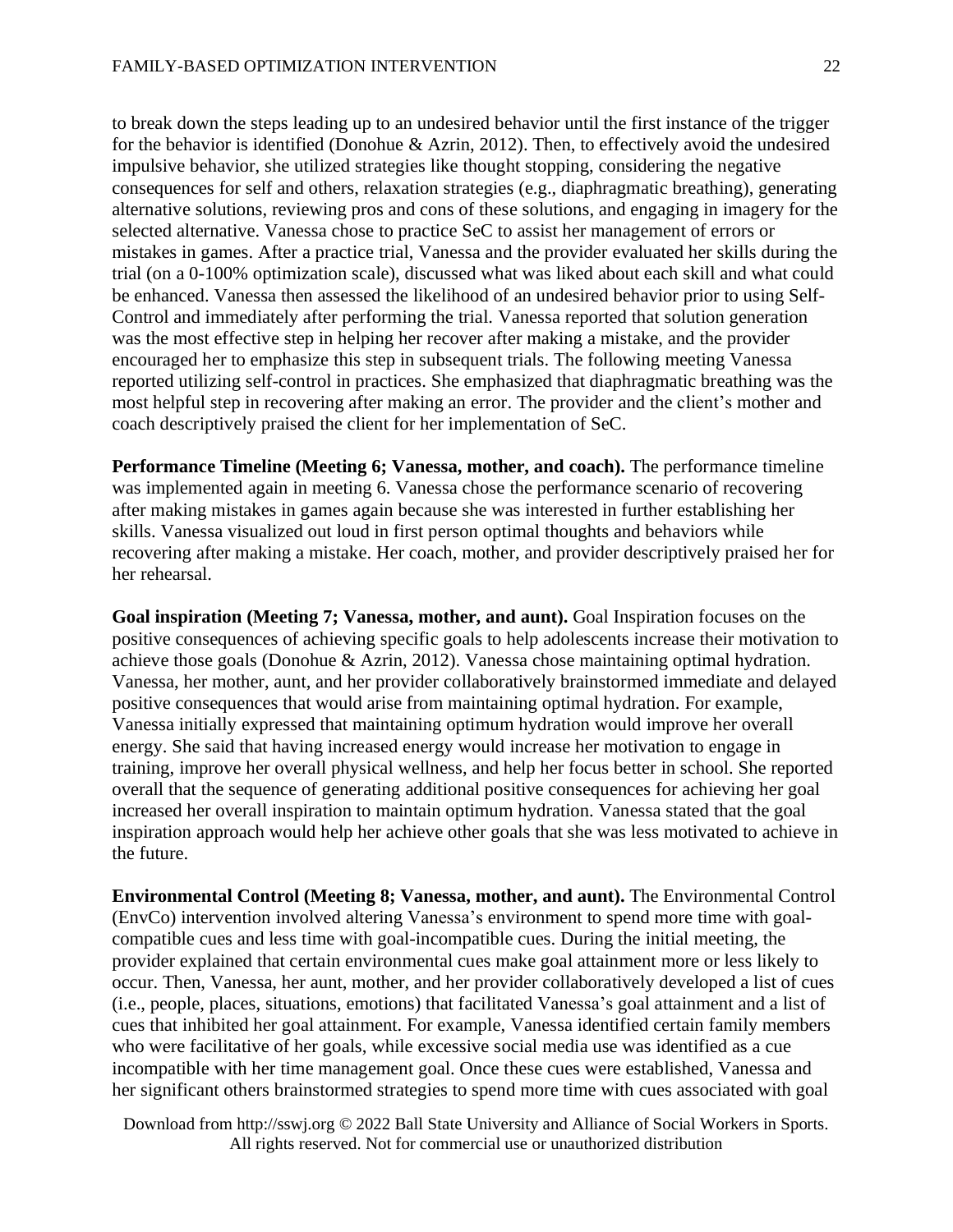to break down the steps leading up to an undesired behavior until the first instance of the trigger for the behavior is identified (Donohue & Azrin, 2012). Then, to effectively avoid the undesired impulsive behavior, she utilized strategies like thought stopping, considering the negative consequences for self and others, relaxation strategies (e.g., diaphragmatic breathing), generating alternative solutions, reviewing pros and cons of these solutions, and engaging in imagery for the selected alternative. Vanessa chose to practice SeC to assist her management of errors or mistakes in games. After a practice trial, Vanessa and the provider evaluated her skills during the trial (on a 0-100% optimization scale), discussed what was liked about each skill and what could be enhanced. Vanessa then assessed the likelihood of an undesired behavior prior to using Self-Control and immediately after performing the trial. Vanessa reported that solution generation was the most effective step in helping her recover after making a mistake, and the provider encouraged her to emphasize this step in subsequent trials. The following meeting Vanessa reported utilizing self-control in practices. She emphasized that diaphragmatic breathing was the most helpful step in recovering after making an error. The provider and the client's mother and coach descriptively praised the client for her implementation of SeC.

**Performance Timeline (Meeting 6; Vanessa, mother, and coach).** The performance timeline was implemented again in meeting 6. Vanessa chose the performance scenario of recovering after making mistakes in games again because she was interested in further establishing her skills. Vanessa visualized out loud in first person optimal thoughts and behaviors while recovering after making a mistake. Her coach, mother, and provider descriptively praised her for her rehearsal.

**Goal inspiration (Meeting 7; Vanessa, mother, and aunt).** Goal Inspiration focuses on the positive consequences of achieving specific goals to help adolescents increase their motivation to achieve those goals (Donohue & Azrin, 2012). Vanessa chose maintaining optimal hydration. Vanessa, her mother, aunt, and her provider collaboratively brainstormed immediate and delayed positive consequences that would arise from maintaining optimal hydration. For example, Vanessa initially expressed that maintaining optimum hydration would improve her overall energy. She said that having increased energy would increase her motivation to engage in training, improve her overall physical wellness, and help her focus better in school. She reported overall that the sequence of generating additional positive consequences for achieving her goal increased her overall inspiration to maintain optimum hydration. Vanessa stated that the goal inspiration approach would help her achieve other goals that she was less motivated to achieve in the future.

**Environmental Control (Meeting 8; Vanessa, mother, and aunt).** The Environmental Control (EnvCo) intervention involved altering Vanessa's environment to spend more time with goal-compatible cues and less time with goal-incompatible cues. During the initial meeting, the provider explained that certain environmental cues make goal attainment more or less likely to occur. Then, Vanessa, her aunt, mother, and her provider collaboratively developed a list of cues (i.e., people, places, situations, emotions) that facilitated Vanessa's goal attainment and a list of cues that inhibited her goal attainment. For example, Vanessa identified certain family members who were facilitative of her goals, while excessive social media use was identified as a cue incompatible with her time management goal. Once these cues were established, Vanessa and her significant others brainstormed strategies to spend more time with cues associated with goal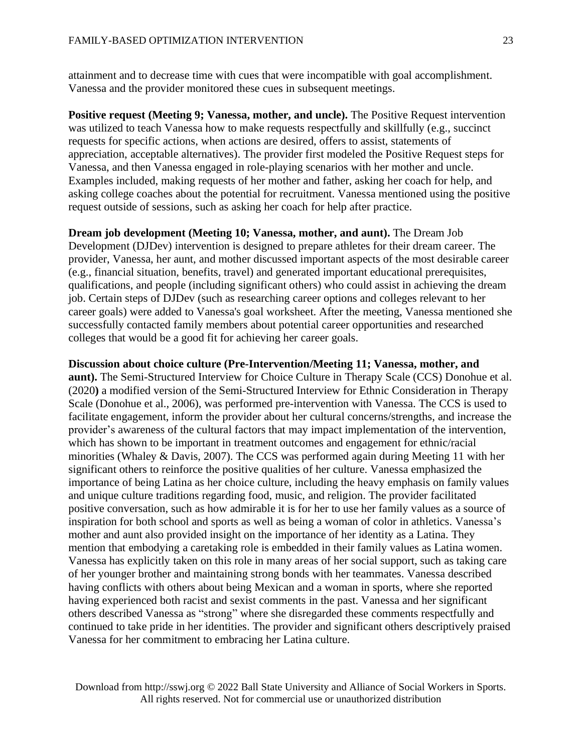attainment and to decrease time with cues that were incompatible with goal accomplishment. Vanessa and the provider monitored these cues in subsequent meetings.

**Positive request (Meeting 9; Vanessa, mother, and uncle).** The Positive Request intervention was utilized to teach Vanessa how to make requests respectfully and skillfully (e.g., succinct requests for specific actions, when actions are desired, offers to assist, statements of appreciation, acceptable alternatives). The provider first modeled the Positive Request steps for Vanessa, and then Vanessa engaged in role-playing scenarios with her mother and uncle. Examples included, making requests of her mother and father, asking her coach for help, and asking college coaches about the potential for recruitment. Vanessa mentioned using the positive request outside of sessions, such as asking her coach for help after practice.

**Dream job development (Meeting 10; Vanessa, mother, and aunt).** The Dream Job Development (DJDev) intervention is designed to prepare athletes for their dream career. The provider, Vanessa, her aunt, and mother discussed important aspects of the most desirable career (e.g., financial situation, benefits, travel) and generated important educational prerequisites, qualifications, and people (including significant others) who could assist in achieving the dream job. Certain steps of DJDev (such as researching career options and colleges relevant to her career goals) were added to Vanessa's goal worksheet. After the meeting, Vanessa mentioned she successfully contacted family members about potential career opportunities and researched colleges that would be a good fit for achieving her career goals.

**Discussion about choice culture (Pre-Intervention/Meeting 11; Vanessa, mother, and aunt).** The Semi-Structured Interview for Choice Culture in Therapy Scale (CCS) Donohue et al. (2020**)** a modified version of the Semi-Structured Interview for Ethnic Consideration in Therapy Scale (Donohue et al., 2006), was performed pre-intervention with Vanessa. The CCS is used to facilitate engagement, inform the provider about her cultural concerns/strengths, and increase the provider's awareness of the cultural factors that may impact implementation of the intervention, which has shown to be important in treatment outcomes and engagement for ethnic/racial minorities (Whaley & Davis, 2007). The CCS was performed again during Meeting 11 with her significant others to reinforce the positive qualities of her culture. Vanessa emphasized the importance of being Latina as her choice culture, including the heavy emphasis on family values and unique culture traditions regarding food, music, and religion. The provider facilitated positive conversation, such as how admirable it is for her to use her family values as a source of inspiration for both school and sports as well as being a woman of color in athletics. Vanessa's mother and aunt also provided insight on the importance of her identity as a Latina. They mention that embodying a caretaking role is embedded in their family values as Latina women. Vanessa has explicitly taken on this role in many areas of her social support, such as taking care of her younger brother and maintaining strong bonds with her teammates. Vanessa described having conflicts with others about being Mexican and a woman in sports, where she reported having experienced both racist and sexist comments in the past. Vanessa and her significant others described Vanessa as "strong" where she disregarded these comments respectfully and continued to take pride in her identities. The provider and significant others descriptively praised Vanessa for her commitment to embracing her Latina culture.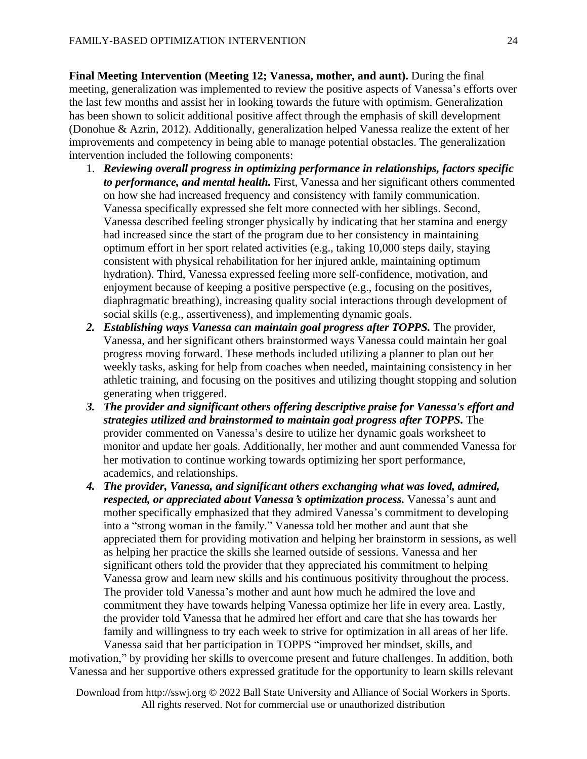**Final Meeting Intervention (Meeting 12; Vanessa, mother, and aunt).** During the final meeting, generalization was implemented to review the positive aspects of Vanessa's efforts over the last few months and assist her in looking towards the future with optimism. Generalization has been shown to solicit additional positive affect through the emphasis of skill development (Donohue & Azrin, 2012). Additionally, generalization helped Vanessa realize the extent of her improvements and competency in being able to manage potential obstacles. The generalization intervention included the following components:

1. ***Reviewing overall progress in optimizing performance in relationships, factors specific to performance, and mental health.*** First, Vanessa and her significant others commented on how she had increased frequency and consistency with family communication. Vanessa specifically expressed she felt more connected with her siblings. Second, Vanessa described feeling stronger physically by indicating that her stamina and energy had increased since the start of the program due to her consistency in maintaining optimum effort in her sport related activities (e.g., taking 10,000 steps daily, staying consistent with physical rehabilitation for her injured ankle, maintaining optimum hydration). Third, Vanessa expressed feeling more self-confidence, motivation, and enjoyment because of keeping a positive perspective (e.g., focusing on the positives, diaphragmatic breathing), increasing quality social interactions through development of social skills (e.g., assertiveness), and implementing dynamic goals.
2. ***Establishing ways Vanessa can maintain goal progress after TOPPS.*** The provider, Vanessa, and her significant others brainstormed ways Vanessa could maintain her goal progress moving forward. These methods included utilizing a planner to plan out her weekly tasks, asking for help from coaches when needed, maintaining consistency in her athletic training, and focusing on the positives and utilizing thought stopping and solution generating when triggered.
3. ***The provider and significant others offering descriptive praise for Vanessa's effort and strategies utilized and brainstormed to maintain goal progress after TOPPS.*** The provider commented on Vanessa's desire to utilize her dynamic goals worksheet to monitor and update her goals. Additionally, her mother and aunt commended Vanessa for her motivation to continue working towards optimizing her sport performance, academics, and relationships.
4. ***The provider, Vanessa, and significant others exchanging what was loved, admired, respected, or appreciated about Vanessa's optimization process.*** Vanessa's aunt and mother specifically emphasized that they admired Vanessa's commitment to developing into a "strong woman in the family." Vanessa told her mother and aunt that she appreciated them for providing motivation and helping her brainstorm in sessions, as well as helping her practice the skills she learned outside of sessions. Vanessa and her significant others told the provider that they appreciated his commitment to helping Vanessa grow and learn new skills and his continuous positivity throughout the process. The provider told Vanessa's mother and aunt how much he admired the love and commitment they have towards helping Vanessa optimize her life in every area. Lastly, the provider told Vanessa that he admired her effort and care that she has towards her family and willingness to try each week to strive for optimization in all areas of her life.

Vanessa said that her participation in TOPPS "improved her mindset, skills, and motivation," by providing her skills to overcome present and future challenges. In addition, both Vanessa and her supportive others expressed gratitude for the opportunity to learn skills relevant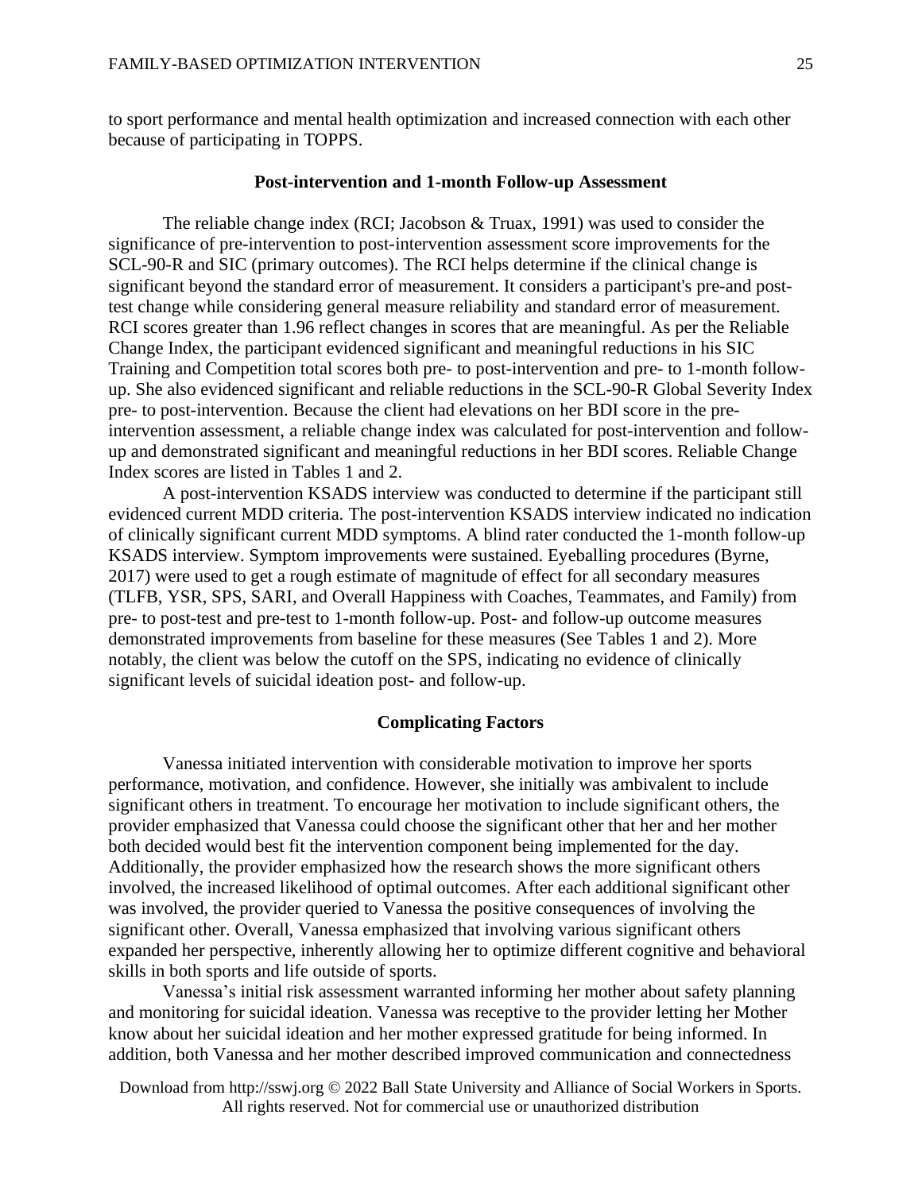to sport performance and mental health optimization and increased connection with each other because of participating in TOPPS.

### Post-intervention and 1-month Follow-up Assessment

The reliable change index (RCI; Jacobson & Truax, 1991) was used to consider the significance of pre-intervention to post-intervention assessment score improvements for the SCL-90-R and SIC (primary outcomes). The RCI helps determine if the clinical change is significant beyond the standard error of measurement. It considers a participant's pre-and post-test change while considering general measure reliability and standard error of measurement. RCI scores greater than 1.96 reflect changes in scores that are meaningful. As per the Reliable Change Index, the participant evidenced significant and meaningful reductions in his SIC Training and Competition total scores both pre- to post-intervention and pre- to 1-month follow-up. She also evidenced significant and reliable reductions in the SCL-90-R Global Severity Index pre- to post-intervention. Because the client had elevations on her BDI score in the pre-intervention assessment, a reliable change index was calculated for post-intervention and follow-up and demonstrated significant and meaningful reductions in her BDI scores. Reliable Change Index scores are listed in Tables 1 and 2.

A post-intervention KSADS interview was conducted to determine if the participant still evidenced current MDD criteria. The post-intervention KSADS interview indicated no indication of clinically significant current MDD symptoms. A blind rater conducted the 1-month follow-up KSADS interview. Symptom improvements were sustained. Eyeballing procedures (Byrne, 2017) were used to get a rough estimate of magnitude of effect for all secondary measures (TLFB, YSR, SPS, SARI, and Overall Happiness with Coaches, Teammates, and Family) from pre- to post-test and pre-test to 1-month follow-up. Post- and follow-up outcome measures demonstrated improvements from baseline for these measures (See Tables 1 and 2). More notably, the client was below the cutoff on the SPS, indicating no evidence of clinically significant levels of suicidal ideation post- and follow-up.

### Complicating Factors

Vanessa initiated intervention with considerable motivation to improve her sports performance, motivation, and confidence. However, she initially was ambivalent to include significant others in treatment. To encourage her motivation to include significant others, the provider emphasized that Vanessa could choose the significant other that her and her mother both decided would best fit the intervention component being implemented for the day. Additionally, the provider emphasized how the research shows the more significant others involved, the increased likelihood of optimal outcomes. After each additional significant other was involved, the provider queried to Vanessa the positive consequences of involving the significant other. Overall, Vanessa emphasized that involving various significant others expanded her perspective, inherently allowing her to optimize different cognitive and behavioral skills in both sports and life outside of sports.

Vanessa's initial risk assessment warranted informing her mother about safety planning and monitoring for suicidal ideation. Vanessa was receptive to the provider letting her Mother know about her suicidal ideation and her mother expressed gratitude for being informed. In addition, both Vanessa and her mother described improved communication and connectedness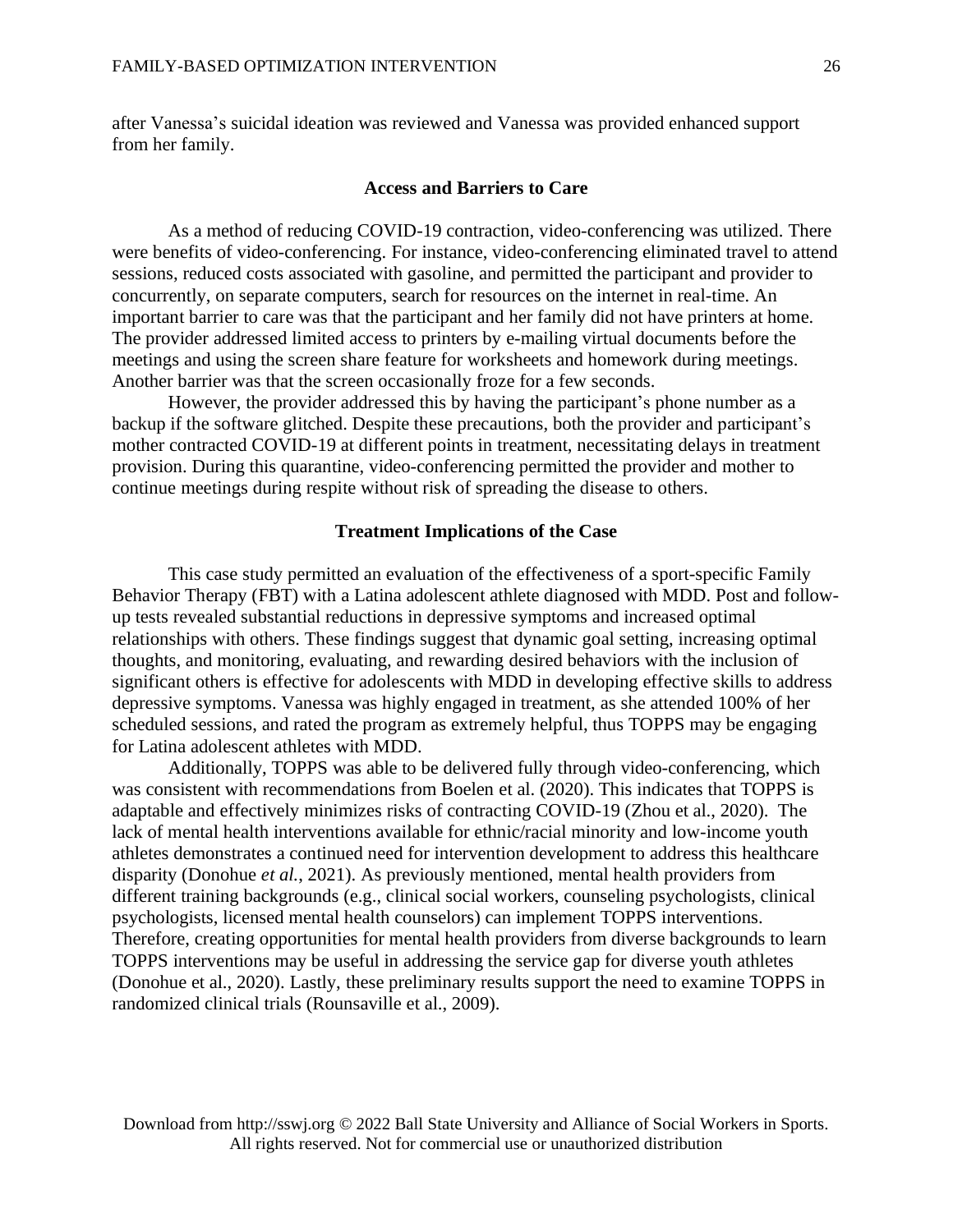after Vanessa's suicidal ideation was reviewed and Vanessa was provided enhanced support from her family.

## Access and Barriers to Care

As a method of reducing COVID-19 contraction, video-conferencing was utilized. There were benefits of video-conferencing. For instance, video-conferencing eliminated travel to attend sessions, reduced costs associated with gasoline, and permitted the participant and provider to concurrently, on separate computers, search for resources on the internet in real-time. An important barrier to care was that the participant and her family did not have printers at home. The provider addressed limited access to printers by e-mailing virtual documents before the meetings and using the screen share feature for worksheets and homework during meetings. Another barrier was that the screen occasionally froze for a few seconds.

However, the provider addressed this by having the participant's phone number as a backup if the software glitched. Despite these precautions, both the provider and participant's mother contracted COVID-19 at different points in treatment, necessitating delays in treatment provision. During this quarantine, video-conferencing permitted the provider and mother to continue meetings during respite without risk of spreading the disease to others.

## Treatment Implications of the Case

This case study permitted an evaluation of the effectiveness of a sport-specific Family Behavior Therapy (FBT) with a Latina adolescent athlete diagnosed with MDD. Post and follow-up tests revealed substantial reductions in depressive symptoms and increased optimal relationships with others. These findings suggest that dynamic goal setting, increasing optimal thoughts, and monitoring, evaluating, and rewarding desired behaviors with the inclusion of significant others is effective for adolescents with MDD in developing effective skills to address depressive symptoms. Vanessa was highly engaged in treatment, as she attended 100% of her scheduled sessions, and rated the program as extremely helpful, thus TOPPS may be engaging for Latina adolescent athletes with MDD.

Additionally, TOPPS was able to be delivered fully through video-conferencing, which was consistent with recommendations from Boelen et al. (2020). This indicates that TOPPS is adaptable and effectively minimizes risks of contracting COVID-19 (Zhou et al., 2020). The lack of mental health interventions available for ethnic/racial minority and low-income youth athletes demonstrates a continued need for intervention development to address this healthcare disparity (Donohue *et al.*, 2021). As previously mentioned, mental health providers from different training backgrounds (e.g., clinical social workers, counseling psychologists, clinical psychologists, licensed mental health counselors) can implement TOPPS interventions. Therefore, creating opportunities for mental health providers from diverse backgrounds to learn TOPPS interventions may be useful in addressing the service gap for diverse youth athletes (Donohue et al., 2020). Lastly, these preliminary results support the need to examine TOPPS in randomized clinical trials (Rounsaville et al., 2009).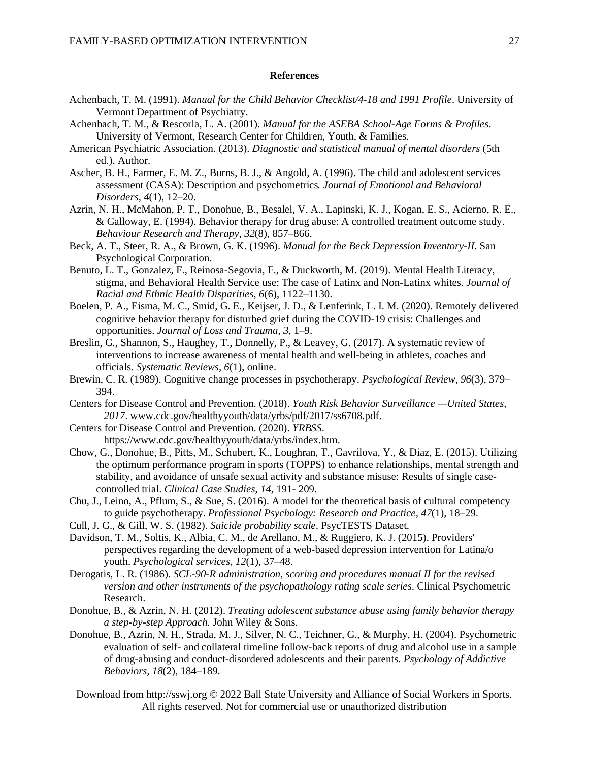## References

Achenbach, T. M. (1991). *Manual for the Child Behavior Checklist/4-18 and 1991 Profile*. University of Vermont Department of Psychiatry.

Achenbach, T. M., & Rescorla, L. A. (2001). *Manual for the ASEBA School-Age Forms & Profiles*. University of Vermont, Research Center for Children, Youth, & Families.

American Psychiatric Association. (2013). *Diagnostic and statistical manual of mental disorders* (5th ed.). Author.

Ascher, B. H., Farmer, E. M. Z., Burns, B. J., & Angold, A. (1996). The child and adolescent services assessment (CASA): Description and psychometrics. *Journal of Emotional and Behavioral Disorders*, *4*(1), 12–20.

Azrin, N. H., McMahon, P. T., Donohue, B., Besalel, V. A., Lapinski, K. J., Kogan, E. S., Acierno, R. E., & Galloway, E. (1994). Behavior therapy for drug abuse: A controlled treatment outcome study. *Behaviour Research and Therapy*, *32*(8), 857–866.

Beck, A. T., Steer, R. A., & Brown, G. K. (1996). *Manual for the Beck Depression Inventory-II*. San Psychological Corporation.

Benuto, L. T., Gonzalez, F., Reinosa-Segovia, F., & Duckworth, M. (2019). Mental Health Literacy, stigma, and Behavioral Health Service use: The case of Latinx and Non-Latinx whites. *Journal of Racial and Ethnic Health Disparities*, *6*(6), 1122–1130.

Boelen, P. A., Eisma, M. C., Smid, G. E., Keijser, J. D., & Lenferink, L. I. M. (2020). Remotely delivered cognitive behavior therapy for disturbed grief during the COVID-19 crisis: Challenges and opportunities. *Journal of Loss and Trauma*, *3*, 1–9.

Breslin, G., Shannon, S., Haughey, T., Donnelly, P., & Leavey, G. (2017). A systematic review of interventions to increase awareness of mental health and well-being in athletes, coaches and officials. *Systematic Reviews*, *6*(1), online.

Brewin, C. R. (1989). Cognitive change processes in psychotherapy. *Psychological Review*, *96*(3), 379–394.

Centers for Disease Control and Prevention. (2018). *Youth Risk Behavior Surveillance —United States, 2017*. www.cdc.gov/healthyyouth/data/yrbs/pdf/2017/ss6708.pdf.

Centers for Disease Control and Prevention. (2020). *YRBSS*. https://www.cdc.gov/healthyyouth/data/yrbs/index.htm.

Chow, G., Donohue, B., Pitts, M., Schubert, K., Loughran, T., Gavrilova, Y., & Diaz, E. (2015). Utilizing the optimum performance program in sports (TOPPS) to enhance relationships, mental strength and stability, and avoidance of unsafe sexual activity and substance misuse: Results of single case-controlled trial. *Clinical Case Studies*, *14*, 191- 209.

Chu, J., Leino, A., Pflum, S., & Sue, S. (2016). A model for the theoretical basis of cultural competency to guide psychotherapy. *Professional Psychology: Research and Practice*, *47*(1), 18–29.

Cull, J. G., & Gill, W. S. (1982). *Suicide probability scale*. PsycTESTS Dataset.

Davidson, T. M., Soltis, K., Albia, C. M., de Arellano, M., & Ruggiero, K. J. (2015). Providers' perspectives regarding the development of a web-based depression intervention for Latina/o youth. *Psychological services*, *12*(1), 37–48.

Derogatis, L. R. (1986). *SCL-90-R administration, scoring and procedures manual II for the revised version and other instruments of the psychopathology rating scale series*. Clinical Psychometric Research.

Donohue, B., & Azrin, N. H. (2012). *Treating adolescent substance abuse using family behavior therapy a step-by-step Approach.* John Wiley & Sons.

Donohue, B., Azrin, N. H., Strada, M. J., Silver, N. C., Teichner, G., & Murphy, H. (2004). Psychometric evaluation of self- and collateral timeline follow-back reports of drug and alcohol use in a sample of drug-abusing and conduct-disordered adolescents and their parents. *Psychology of Addictive Behaviors*, *18*(2), 184–189.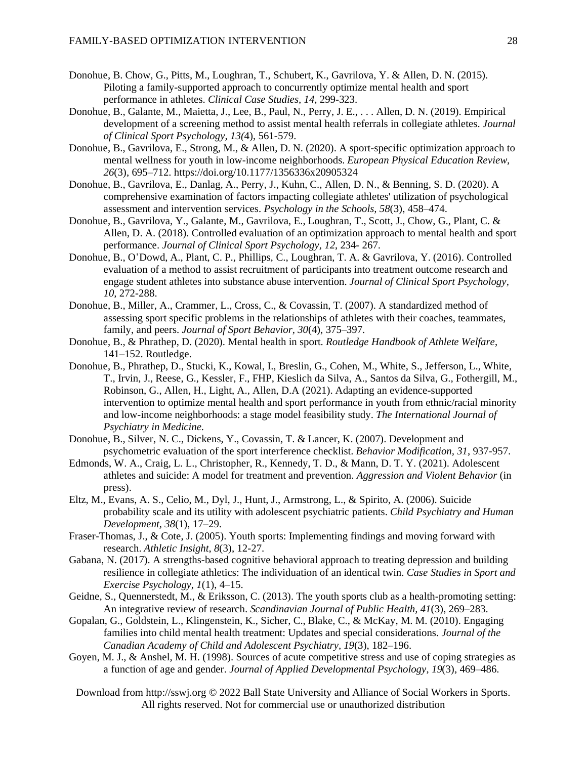Donohue, B. Chow, G., Pitts, M., Loughran, T., Schubert, K., Gavrilova, Y. & Allen, D. N. (2015). Piloting a family-supported approach to concurrently optimize mental health and sport performance in athletes. *Clinical Case Studies, 14,* 299-323.

Donohue, B., Galante, M., Maietta, J., Lee, B., Paul, N., Perry, J. E., . . . Allen, D. N. (2019). Empirical development of a screening method to assist mental health referrals in collegiate athletes. *Journal of Clinical Sport Psychology, 13(*4), 561-579.

Donohue, B., Gavrilova, E., Strong, M., & Allen, D. N. (2020). A sport-specific optimization approach to mental wellness for youth in low-income neighborhoods. *European Physical Education Review*, *26*(3), 695–712. https://doi.org/10.1177/1356336x20905324

Donohue, B., Gavrilova, E., Danlag, A., Perry, J., Kuhn, C., Allen, D. N., & Benning, S. D. (2020). A comprehensive examination of factors impacting collegiate athletes' utilization of psychological assessment and intervention services. *Psychology in the Schools*, *58*(3), 458–474.

Donohue, B., Gavrilova, Y., Galante, M., Gavrilova, E., Loughran, T., Scott, J., Chow, G., Plant, C. & Allen, D. A. (2018). Controlled evaluation of an optimization approach to mental health and sport performance. *Journal of Clinical Sport Psychology, 12*, 234- 267.

Donohue, B., O'Dowd, A., Plant, C. P., Phillips, C., Loughran, T. A. & Gavrilova, Y. (2016). Controlled evaluation of a method to assist recruitment of participants into treatment outcome research and engage student athletes into substance abuse intervention. *Journal of Clinical Sport Psychology, 10,* 272-288.

Donohue, B., Miller, A., Crammer, L., Cross, C., & Covassin, T. (2007). A standardized method of assessing sport specific problems in the relationships of athletes with their coaches, teammates, family, and peers. *Journal of Sport Behavior*, *30*(4), 375–397.

Donohue, B., & Phrathep, D. (2020). Mental health in sport. *Routledge Handbook of Athlete Welfare*, 141–152. Routledge.

Donohue, B., Phrathep, D., Stucki, K., Kowal, I., Breslin, G., Cohen, M., White, S., Jefferson, L., White, T., Irvin, J., Reese, G., Kessler, F., FHP, Kieslich da Silva, A., Santos da Silva, G., Fothergill, M., Robinson, G., Allen, H., Light, A., Allen, D.A (2021). Adapting an evidence-supported intervention to optimize mental health and sport performance in youth from ethnic/racial minority and low-income neighborhoods: a stage model feasibility study. *The International Journal of Psychiatry in Medicine.*

Donohue, B., Silver, N. C., Dickens, Y., Covassin, T. & Lancer, K. (2007). Development and psychometric evaluation of the sport interference checklist. *Behavior Modification, 31*, 937-957.

Edmonds, W. A., Craig, L. L., Christopher, R., Kennedy, T. D., & Mann, D. T. Y. (2021). Adolescent athletes and suicide: A model for treatment and prevention. *Aggression and Violent Behavior* (in press).

Eltz, M., Evans, A. S., Celio, M., Dyl, J., Hunt, J., Armstrong, L., & Spirito, A. (2006). Suicide probability scale and its utility with adolescent psychiatric patients. *Child Psychiatry and Human Development*, *38*(1), 17–29.

Fraser-Thomas, J., & Cote, J. (2005). Youth sports: Implementing findings and moving forward with research. *Athletic Insight*, *8*(3), 12-27.

Gabana, N. (2017). A strengths-based cognitive behavioral approach to treating depression and building resilience in collegiate athletics: The individuation of an identical twin. *Case Studies in Sport and Exercise Psychology*, *1*(1), 4–15.

Geidne, S., Quennerstedt, M., & Eriksson, C. (2013). The youth sports club as a health-promoting setting: An integrative review of research. *Scandinavian Journal of Public Health, 41*(3), 269–283.

Gopalan, G., Goldstein, L., Klingenstein, K., Sicher, C., Blake, C., & McKay, M. M. (2010). Engaging families into child mental health treatment: Updates and special considerations. *Journal of the Canadian Academy of Child and Adolescent Psychiatry*, *19*(3), 182–196.

Goyen, M. J., & Anshel, M. H. (1998). Sources of acute competitive stress and use of coping strategies as a function of age and gender. *Journal of Applied Developmental Psychology*, *19*(3), 469–486.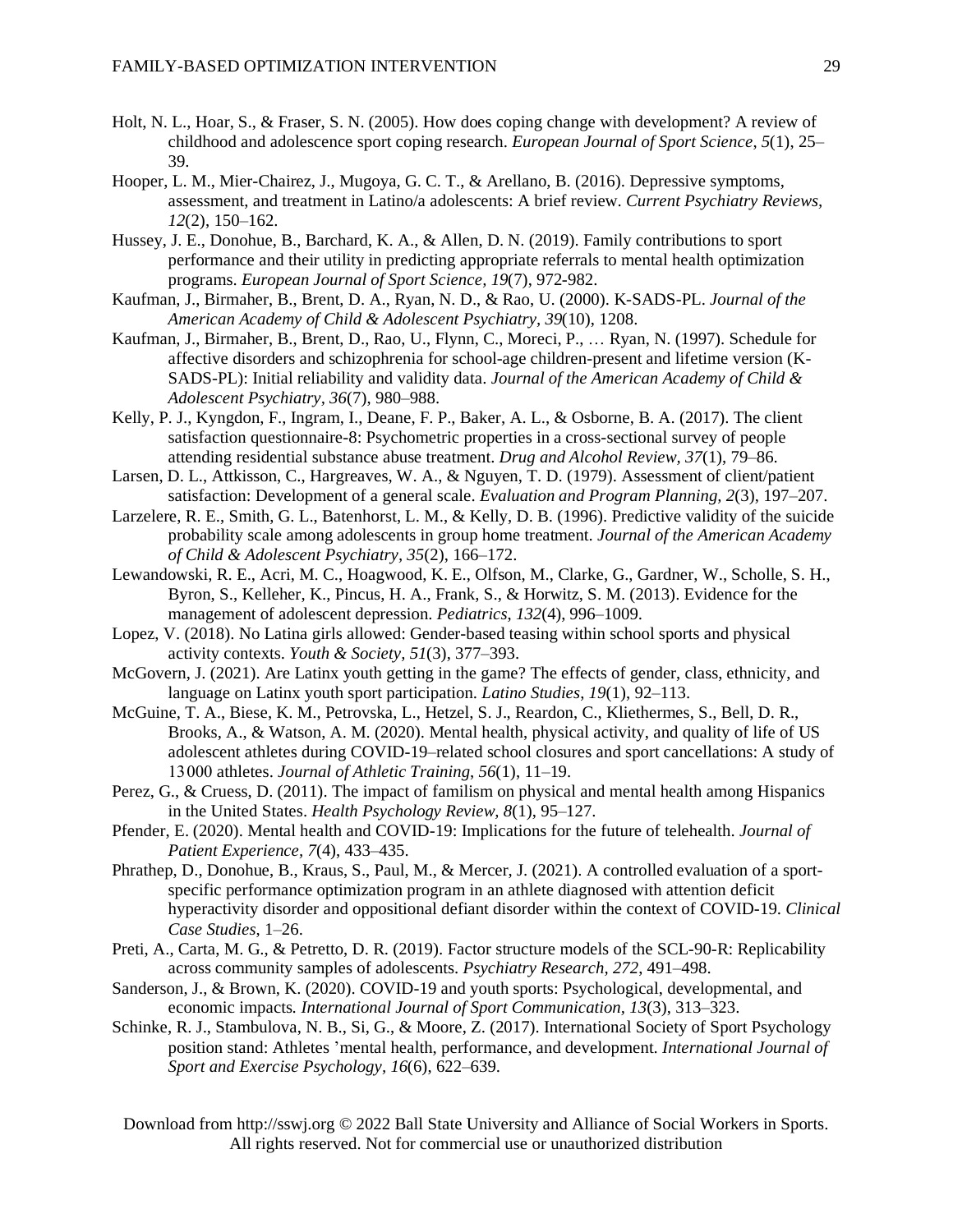Holt, N. L., Hoar, S., & Fraser, S. N. (2005). How does coping change with development? A review of childhood and adolescence sport coping research. *European Journal of Sport Science*, *5*(1), 25–39.

Hooper, L. M., Mier-Chairez, J., Mugoya, G. C. T., & Arellano, B. (2016). Depressive symptoms, assessment, and treatment in Latino/a adolescents: A brief review. *Current Psychiatry Reviews*, *12*(2), 150–162.

Hussey, J. E., Donohue, B., Barchard, K. A., & Allen, D. N. (2019). Family contributions to sport performance and their utility in predicting appropriate referrals to mental health optimization programs. *European Journal of Sport Science*, *19*(7), 972-982.

Kaufman, J., Birmaher, B., Brent, D. A., Ryan, N. D., & Rao, U. (2000). K-SADS-PL. *Journal of the American Academy of Child & Adolescent Psychiatry, 39*(10), 1208.

Kaufman, J., Birmaher, B., Brent, D., Rao, U., Flynn, C., Moreci, P., … Ryan, N. (1997). Schedule for affective disorders and schizophrenia for school-age children-present and lifetime version (K-SADS-PL): Initial reliability and validity data. *Journal of the American Academy of Child & Adolescent Psychiatry, 36*(7), 980–988.

Kelly, P. J., Kyngdon, F., Ingram, I., Deane, F. P., Baker, A. L., & Osborne, B. A. (2017). The client satisfaction questionnaire-8: Psychometric properties in a cross-sectional survey of people attending residential substance abuse treatment. *Drug and Alcohol Review, 37*(1), 79–86.

Larsen, D. L., Attkisson, C., Hargreaves, W. A., & Nguyen, T. D. (1979). Assessment of client/patient satisfaction: Development of a general scale. *Evaluation and Program Planning, 2*(3), 197–207.

Larzelere, R. E., Smith, G. L., Batenhorst, L. M., & Kelly, D. B. (1996). Predictive validity of the suicide probability scale among adolescents in group home treatment. *Journal of the American Academy of Child & Adolescent Psychiatry, 35*(2), 166–172.

Lewandowski, R. E., Acri, M. C., Hoagwood, K. E., Olfson, M., Clarke, G., Gardner, W., Scholle, S. H., Byron, S., Kelleher, K., Pincus, H. A., Frank, S., & Horwitz, S. M. (2013). Evidence for the management of adolescent depression. *Pediatrics*, *132*(4), 996–1009.

Lopez, V. (2018). No Latina girls allowed: Gender-based teasing within school sports and physical activity contexts. *Youth & Society, 51*(3), 377–393.

McGovern, J. (2021). Are Latinx youth getting in the game? The effects of gender, class, ethnicity, and language on Latinx youth sport participation. *Latino Studies, 19*(1), 92–113.

McGuine, T. A., Biese, K. M., Petrovska, L., Hetzel, S. J., Reardon, C., Kliethermes, S., Bell, D. R., Brooks, A., & Watson, A. M. (2020). Mental health, physical activity, and quality of life of US adolescent athletes during COVID-19–related school closures and sport cancellations: A study of 13 000 athletes. *Journal of Athletic Training, 56*(1), 11–19.

Perez, G., & Cruess, D. (2011). The impact of familism on physical and mental health among Hispanics in the United States. *Health Psychology Review, 8*(1), 95–127.

Pfender, E. (2020). Mental health and COVID-19: Implications for the future of telehealth. *Journal of Patient Experience, 7*(4), 433–435.

Phrathep, D., Donohue, B., Kraus, S., Paul, M., & Mercer, J. (2021). A controlled evaluation of a sport-specific performance optimization program in an athlete diagnosed with attention deficit hyperactivity disorder and oppositional defiant disorder within the context of COVID-19. *Clinical Case Studies*, 1–26.

Preti, A., Carta, M. G., & Petretto, D. R. (2019). Factor structure models of the SCL-90-R: Replicability across community samples of adolescents. *Psychiatry Research, 272*, 491–498.

Sanderson, J., & Brown, K. (2020). COVID-19 and youth sports: Psychological, developmental, and economic impacts*. International Journal of Sport Communication, 13*(3), 313–323.

Schinke, R. J., Stambulova, N. B., Si, G., & Moore, Z. (2017). International Society of Sport Psychology position stand: Athletes 'mental health, performance, and development. *International Journal of Sport and Exercise Psychology, 16*(6), 622–639.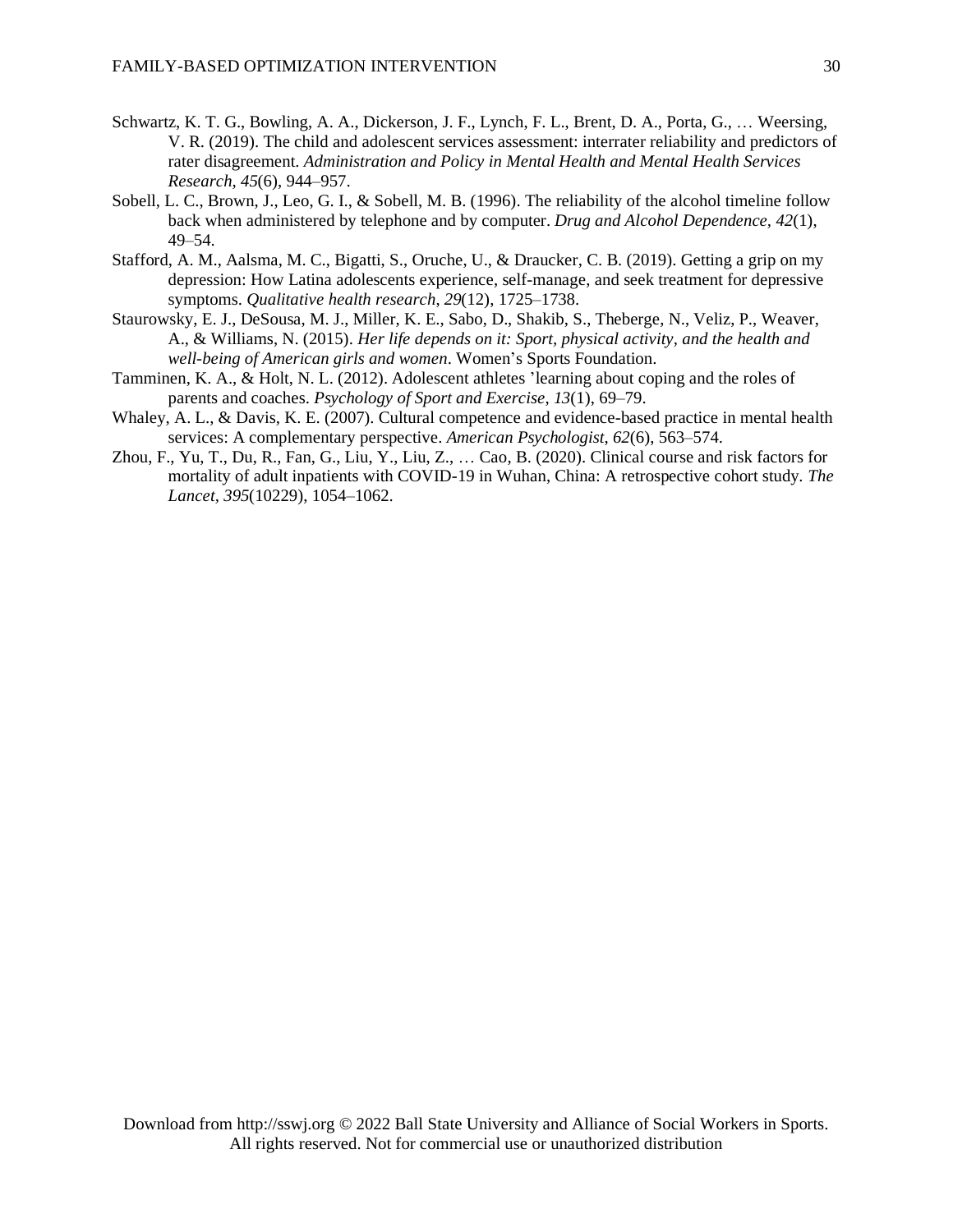Schwartz, K. T. G., Bowling, A. A., Dickerson, J. F., Lynch, F. L., Brent, D. A., Porta, G., … Weersing, V. R. (2019). The child and adolescent services assessment: interrater reliability and predictors of rater disagreement. *Administration and Policy in Mental Health and Mental Health Services Research, 45*(6), 944–957.

Sobell, L. C., Brown, J., Leo, G. I., & Sobell, M. B. (1996). The reliability of the alcohol timeline follow back when administered by telephone and by computer. *Drug and Alcohol Dependence, 42*(1), 49–54.

Stafford, A. M., Aalsma, M. C., Bigatti, S., Oruche, U., & Draucker, C. B. (2019). Getting a grip on my depression: How Latina adolescents experience, self-manage, and seek treatment for depressive symptoms. *Qualitative health research*, *29*(12), 1725–1738.

Staurowsky, E. J., DeSousa, M. J., Miller, K. E., Sabo, D., Shakib, S., Theberge, N., Veliz, P., Weaver, A., & Williams, N. (2015). *Her life depends on it: Sport, physical activity, and the health and well-being of American girls and women*. Women's Sports Foundation.

Tamminen, K. A., & Holt, N. L. (2012). Adolescent athletes 'learning about coping and the roles of parents and coaches. *Psychology of Sport and Exercise*, *13*(1), 69–79.

Whaley, A. L., & Davis, K. E. (2007). Cultural competence and evidence-based practice in mental health services: A complementary perspective. *American Psychologist*, *62*(6), 563–574.

Zhou, F., Yu, T., Du, R., Fan, G., Liu, Y., Liu, Z., … Cao, B. (2020). Clinical course and risk factors for mortality of adult inpatients with COVID-19 in Wuhan, China: A retrospective cohort study. *The Lancet, 395*(10229), 1054–1062.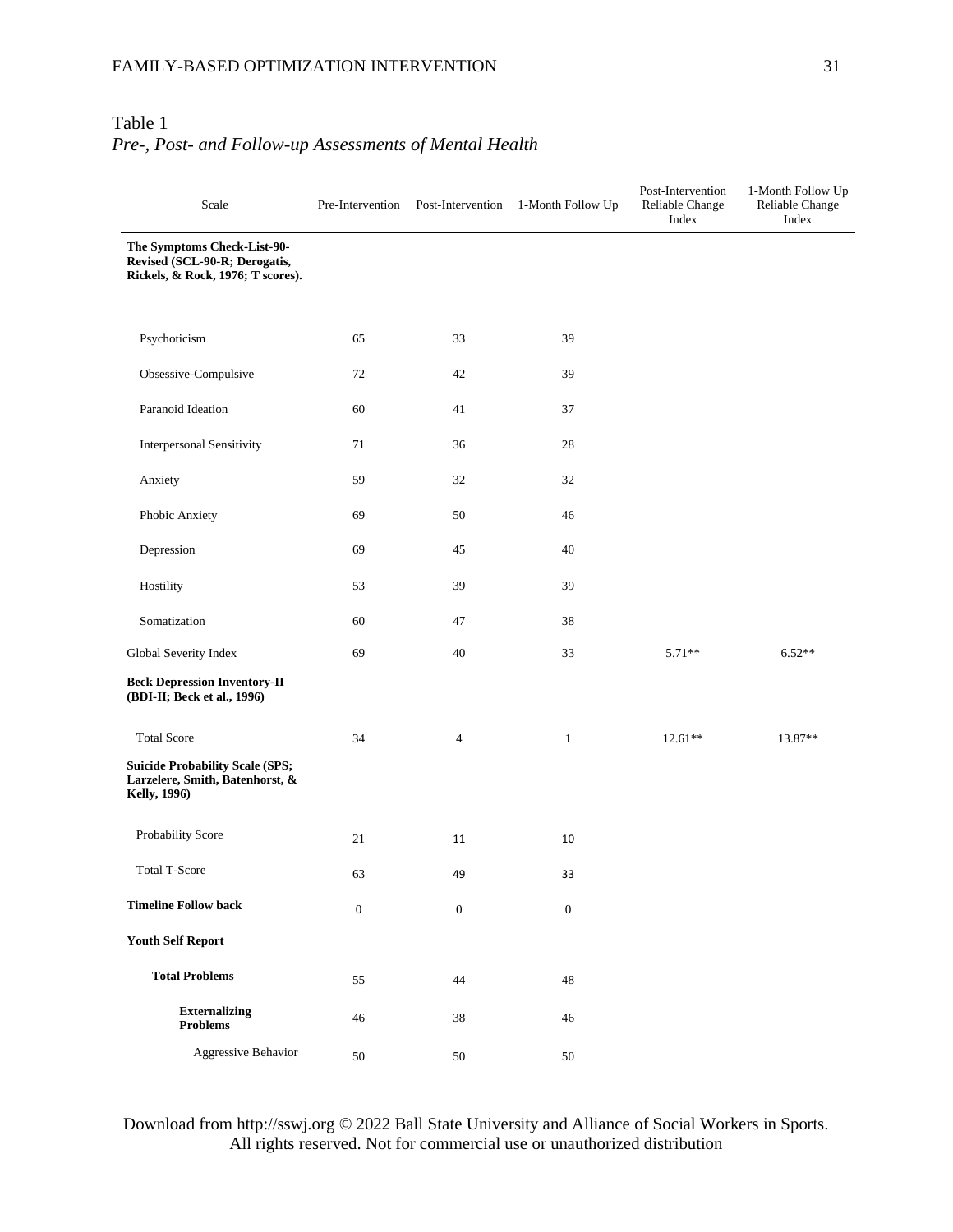Table 1
*Pre-, Post- and Follow-up Assessments of Mental Health*

| Scale | Pre-Intervention | Post-Intervention | 1-Month Follow Up | Post-Intervention Reliable Change Index | 1-Month Follow Up Reliable Change Index |
|---|---|---|---|---|---|
| **The Symptoms Check-List-90-Revised (SCL-90-R; Derogatis, Rickels, & Rock, 1976; T scores).** | | | | | |
| Psychoticism | 65 | 33 | 39 | | |
| Obsessive-Compulsive | 72 | 42 | 39 | | |
| Paranoid Ideation | 60 | 41 | 37 | | |
| Interpersonal Sensitivity | 71 | 36 | 28 | | |
| Anxiety | 59 | 32 | 32 | | |
| Phobic Anxiety | 69 | 50 | 46 | | |
| Depression | 69 | 45 | 40 | | |
| Hostility | 53 | 39 | 39 | | |
| Somatization | 60 | 47 | 38 | | |
| Global Severity Index | 69 | 40 | 33 | 5.71** | 6.52** |
| **Beck Depression Inventory-II (BDI-II; Beck et al., 1996)** | | | | | |
| Total Score | 34 | 4 | 1 | 12.61** | 13.87** |
| **Suicide Probability Scale (SPS; Larzelere, Smith, Batenhorst, & Kelly, 1996)** | | | | | |
| Probability Score | 21 | 11 | 10 | | |
| Total T-Score | 63 | 49 | 33 | | |
| **Timeline Follow back** | 0 | 0 | 0 | | |
| **Youth Self Report** | | | | | |
| **Total Problems** | 55 | 44 | 48 | | |
| **Externalizing Problems** | 46 | 38 | 46 | | |
| Aggressive Behavior | 50 | 50 | 50 | | |

Download from http://sswj.org © 2022 Ball State University and Alliance of Social Workers in Sports. All rights reserved. Not for commercial use or unauthorized distribution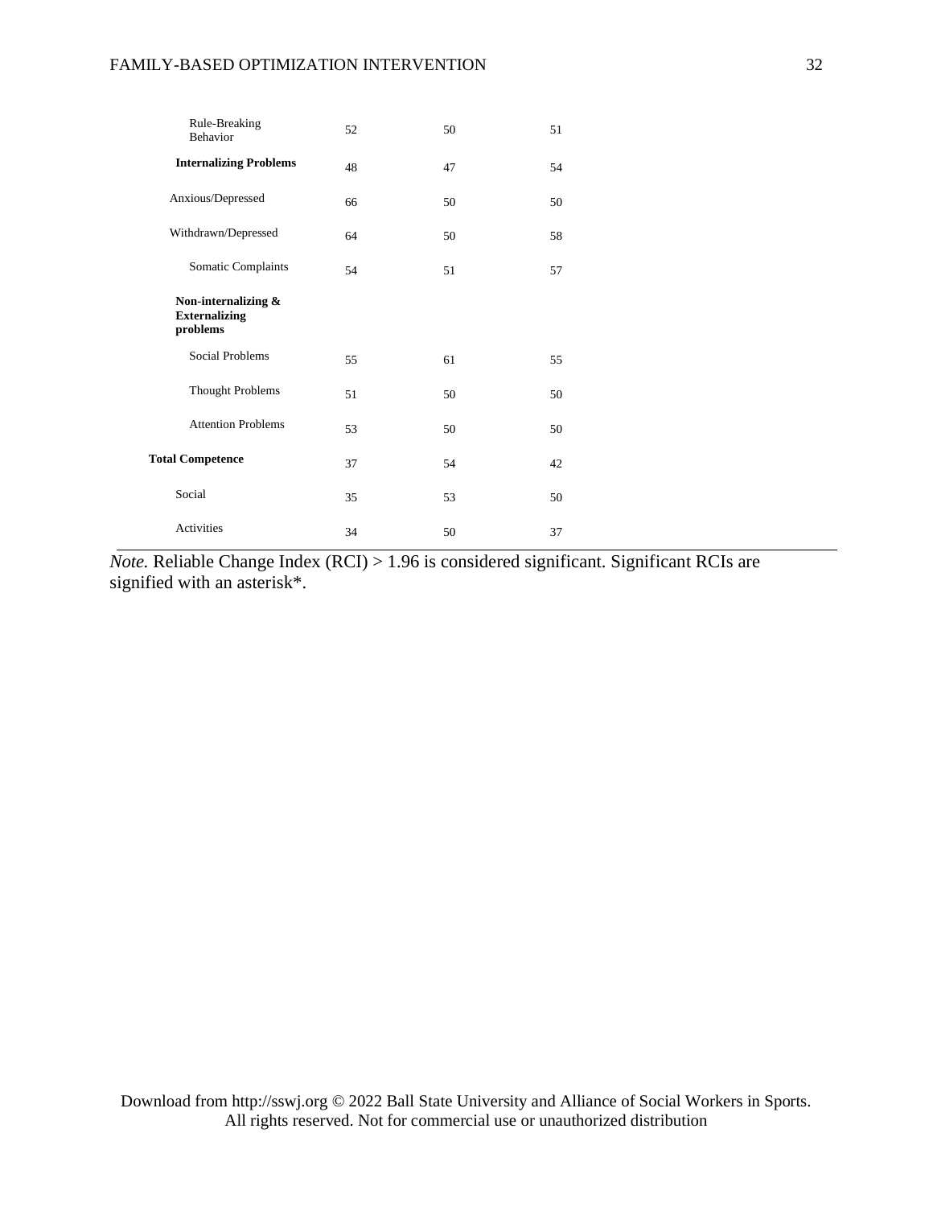| | | | |
|---|---|---|---|
| Rule-Breaking Behavior | 52 | 50 | 51 |
| **Internalizing Problems** | 48 | 47 | 54 |
| Anxious/Depressed | 66 | 50 | 50 |
| Withdrawn/Depressed | 64 | 50 | 58 |
| Somatic Complaints | 54 | 51 | 57 |
| **Non-internalizing & Externalizing problems** | | | |
| Social Problems | 55 | 61 | 55 |
| Thought Problems | 51 | 50 | 50 |
| Attention Problems | 53 | 50 | 50 |
| **Total Competence** | 37 | 54 | 42 |
| Social | 35 | 53 | 50 |
| Activities | 34 | 50 | 37 |

*Note.* Reliable Change Index (RCI) > 1.96 is considered significant. Significant RCIs are signified with an asterisk*.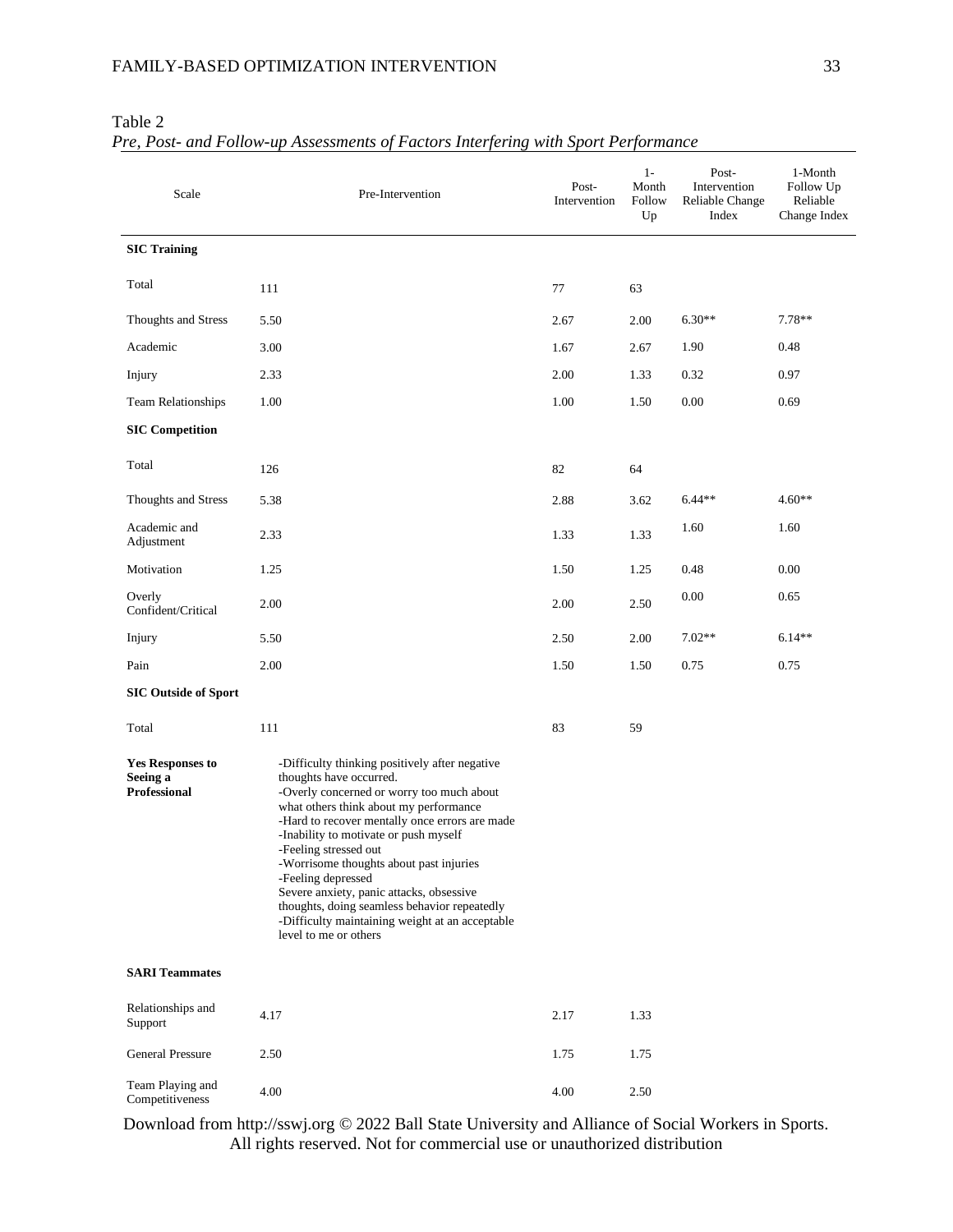Table 2
*Pre, Post- and Follow-up Assessments of Factors Interfering with Sport Performance*

| Scale | Pre-Intervention | Post-Intervention | 1-Month Follow Up | Post-Intervention Reliable Change Index | 1-Month Follow Up Reliable Change Index |
|---|---|---|---|---|---|
| **SIC Training** | | | | | |
| Total | 111 | 77 | 63 | | |
| Thoughts and Stress | 5.50 | 2.67 | 2.00 | 6.30** | 7.78** |
| Academic | 3.00 | 1.67 | 2.67 | 1.90 | 0.48 |
| Injury | 2.33 | 2.00 | 1.33 | 0.32 | 0.97 |
| Team Relationships | 1.00 | 1.00 | 1.50 | 0.00 | 0.69 |
| **SIC Competition** | | | | | |
| Total | 126 | 82 | 64 | | |
| Thoughts and Stress | 5.38 | 2.88 | 3.62 | 6.44** | 4.60** |
| Academic and Adjustment | 2.33 | 1.33 | 1.33 | 1.60 | 1.60 |
| Motivation | 1.25 | 1.50 | 1.25 | 0.48 | 0.00 |
| Overly Confident/Critical | 2.00 | 2.00 | 2.50 | 0.00 | 0.65 |
| Injury | 5.50 | 2.50 | 2.00 | 7.02** | 6.14** |
| Pain | 2.00 | 1.50 | 1.50 | 0.75 | 0.75 |
| **SIC Outside of Sport** | | | | | |
| Total | 111 | 83 | 59 | | |
| **Yes Responses to Seeing a Professional** | -Difficulty thinking positively after negative thoughts have occurred.<br>-Overly concerned or worry too much about what others think about my performance<br>-Hard to recover mentally once errors are made<br>-Inability to motivate or push myself<br>-Feeling stressed out<br>-Worrisome thoughts about past injuries<br>-Feeling depressed<br>Severe anxiety, panic attacks, obsessive thoughts, doing seamless behavior repeatedly<br>-Difficulty maintaining weight at an acceptable level to me or others | | | | |
| **SARI Teammates** | | | | | |
| Relationships and Support | 4.17 | 2.17 | 1.33 | | |
| General Pressure | 2.50 | 1.75 | 1.75 | | |
| Team Playing and Competitiveness | 4.00 | 4.00 | 2.50 | | |

Download from http://sswj.org © 2022 Ball State University and Alliance of Social Workers in Sports. All rights reserved. Not for commercial use or unauthorized distribution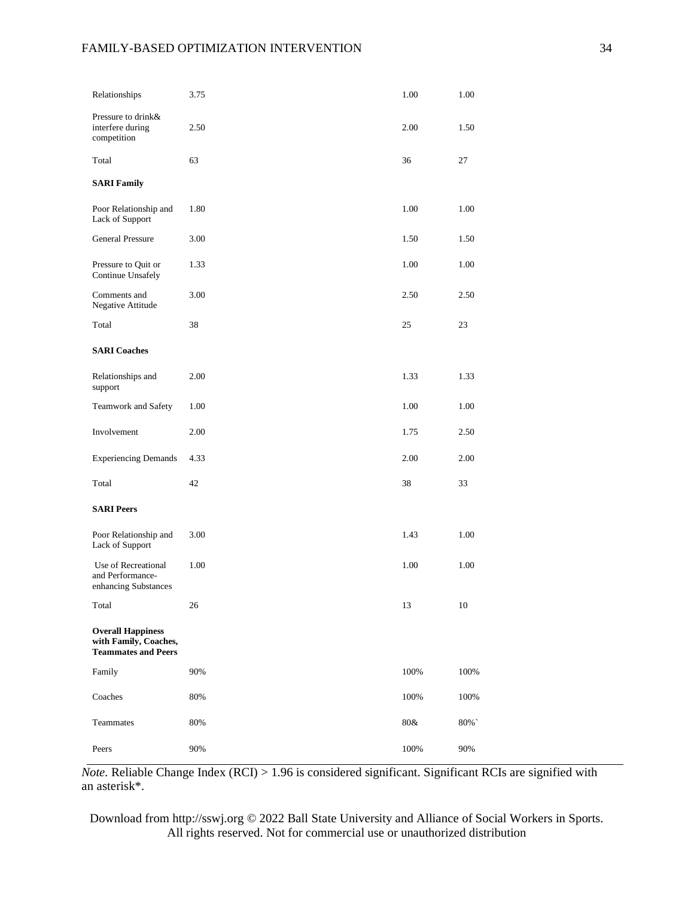| | | | |
|---|---|---|---|
| Relationships | 3.75 | 1.00 | 1.00 |
| Pressure to drink& interfere during competition | 2.50 | 2.00 | 1.50 |
| Total | 63 | 36 | 27 |
| **SARI Family** | | | |
| Poor Relationship and Lack of Support | 1.80 | 1.00 | 1.00 |
| General Pressure | 3.00 | 1.50 | 1.50 |
| Pressure to Quit or Continue Unsafely | 1.33 | 1.00 | 1.00 |
| Comments and Negative Attitude | 3.00 | 2.50 | 2.50 |
| Total | 38 | 25 | 23 |
| **SARI Coaches** | | | |
| Relationships and support | 2.00 | 1.33 | 1.33 |
| Teamwork and Safety | 1.00 | 1.00 | 1.00 |
| Involvement | 2.00 | 1.75 | 2.50 |
| Experiencing Demands | 4.33 | 2.00 | 2.00 |
| Total | 42 | 38 | 33 |
| **SARI Peers** | | | |
| Poor Relationship and Lack of Support | 3.00 | 1.43 | 1.00 |
| Use of Recreational and Performance-enhancing Substances | 1.00 | 1.00 | 1.00 |
| Total | 26 | 13 | 10 |
| **Overall Happiness with Family, Coaches, Teammates and Peers** | | | |
| Family | 90% | 100% | 100% |
| Coaches | 80% | 100% | 100% |
| Teammates | 80% | 80& | 80%` |
| Peers | 90% | 100% | 90% |

*Note.* Reliable Change Index (RCI) > 1.96 is considered significant. Significant RCIs are signified with an asterisk*.

Download from http://sswj.org © 2022 Ball State University and Alliance of Social Workers in Sports. All rights reserved. Not for commercial use or unauthorized distribution